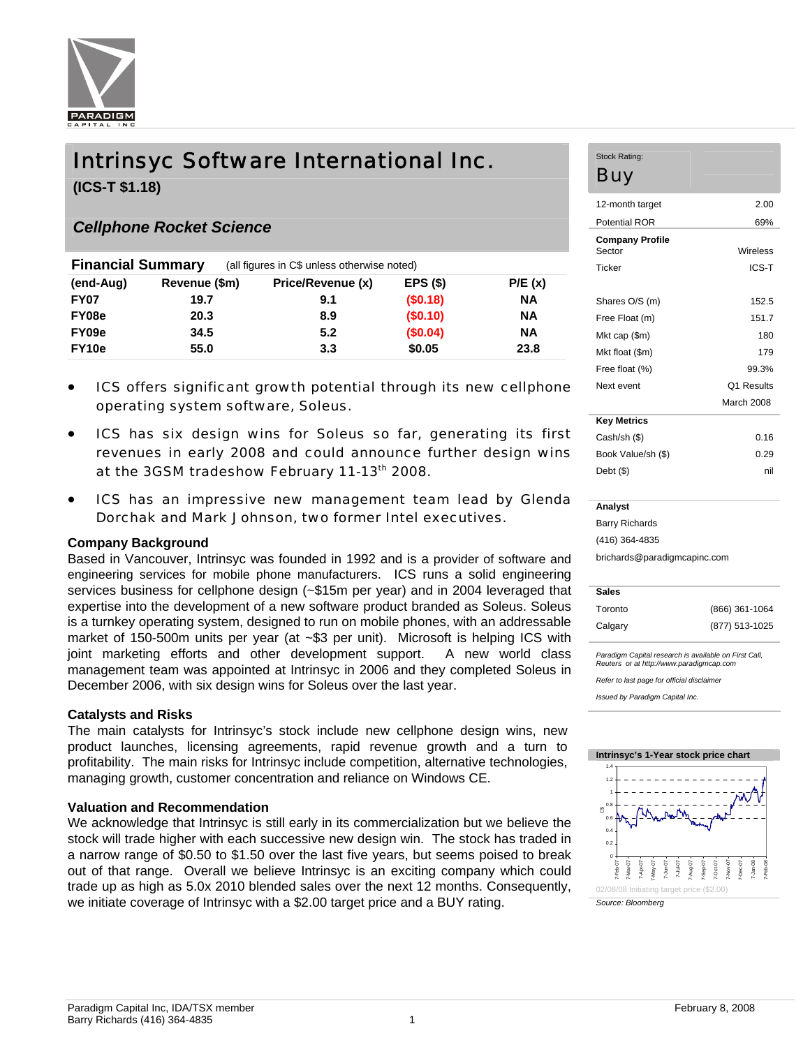# Intrinsyc Software International Inc.

**(ICS-T $1.18)**

## *Cellphone Rocket Science*

**Financial Summary** (all figures in C$ unless otherwise noted)

| (end-Aug) | Revenue ($m) | Price/Revenue (x) | EPS ($) | P/E (x) |
|---|---|---|---|---|
| FY07 | 19.7 | 9.1 | ($0.18) | NA |
| FY08e | 20.3 | 8.9 | ($0.10) | NA |
| FY09e | 34.5 | 5.2 | ($0.04) | NA |
| FY10e | 55.0 | 3.3 | $0.05 | 23.8 |

- ICS offers significant growth potential through its new cellphone operating system software, Soleus.
- ICS has six design wins for Soleus so far, generating its first revenues in early 2008 and could announce further design wins at the 3GSM tradeshow February 11-13th 2008.
- ICS has an impressive new management team lead by Glenda Dorchak and Mark Johnson, two former Intel executives.

### Company Background

Based in Vancouver, Intrinsyc was founded in 1992 and is a provider of software and engineering services for mobile phone manufacturers. ICS runs a solid engineering services business for cellphone design (~$15m per year) and in 2004 leveraged that expertise into the development of a new software product branded as Soleus. Soleus is a turnkey operating system, designed to run on mobile phones, with an addressable market of 150-500m units per year (at ~$3 per unit). Microsoft is helping ICS with joint marketing efforts and other development support. A new world class management team was appointed at Intrinsyc in 2006 and they completed Soleus in December 2006, with six design wins for Soleus over the last year.

### Catalysts and Risks

The main catalysts for Intrinsyc's stock include new cellphone design wins, new product launches, licensing agreements, rapid revenue growth and a turn to profitability. The main risks for Intrinsyc include competition, alternative technologies, managing growth, customer concentration and reliance on Windows CE.

### Valuation and Recommendation

We acknowledge that Intrinsyc is still early in its commercialization but we believe the stock will trade higher with each successive new design win. The stock has traded in a narrow range of $0.50 to $1.50 over the last five years, but seems poised to break out of that range. Overall we believe Intrinsyc is an exciting company which could trade up as high as 5.0x 2010 blended sales over the next 12 months. Consequently, we initiate coverage of Intrinsyc with a $2.00 target price and a BUY rating.

---

Stock Rating: **Buy**

| | |
|---|---|
| 12-month target | 2.00 |
| Potential ROR | 69% |
| **Company Profile** | |
| Sector | Wireless |
| Ticker | ICS-T |
| Shares O/S (m) | 152.5 |
| Free Float (m) | 151.7 |
| Mkt cap ($m) | 180 |
| Mkt float ($m) | 179 |
| Free float (%) | 99.3% |
| Next event | Q1 Results March 2008 |
| **Key Metrics** | |
| Cash/sh ($) | 0.16 |
| Book Value/sh ($) | 0.29 |
| Debt ($) | nil |

**Analyst**

Barry Richards
(416) 364-4835
brichards@paradigmcapinc.com

**Sales**

| | |
|---|---|
| Toronto | (866) 361-1064 |
| Calgary | (877) 513-1025 |

*Paradigm Capital research is available on First Call, Reuters or at http://www.paradigmcap.com*

*Refer to last page for official disclaimer*

*Issued by Paradigm Capital Inc.*

**Intrinsyc's 1-Year stock price chart**

02/08/08 Initiating target price ($2.00)

*Source: Bloomberg*

Paradigm Capital Inc, IDA/TSX member
Barry Richards (416) 364-4835

February 8, 2008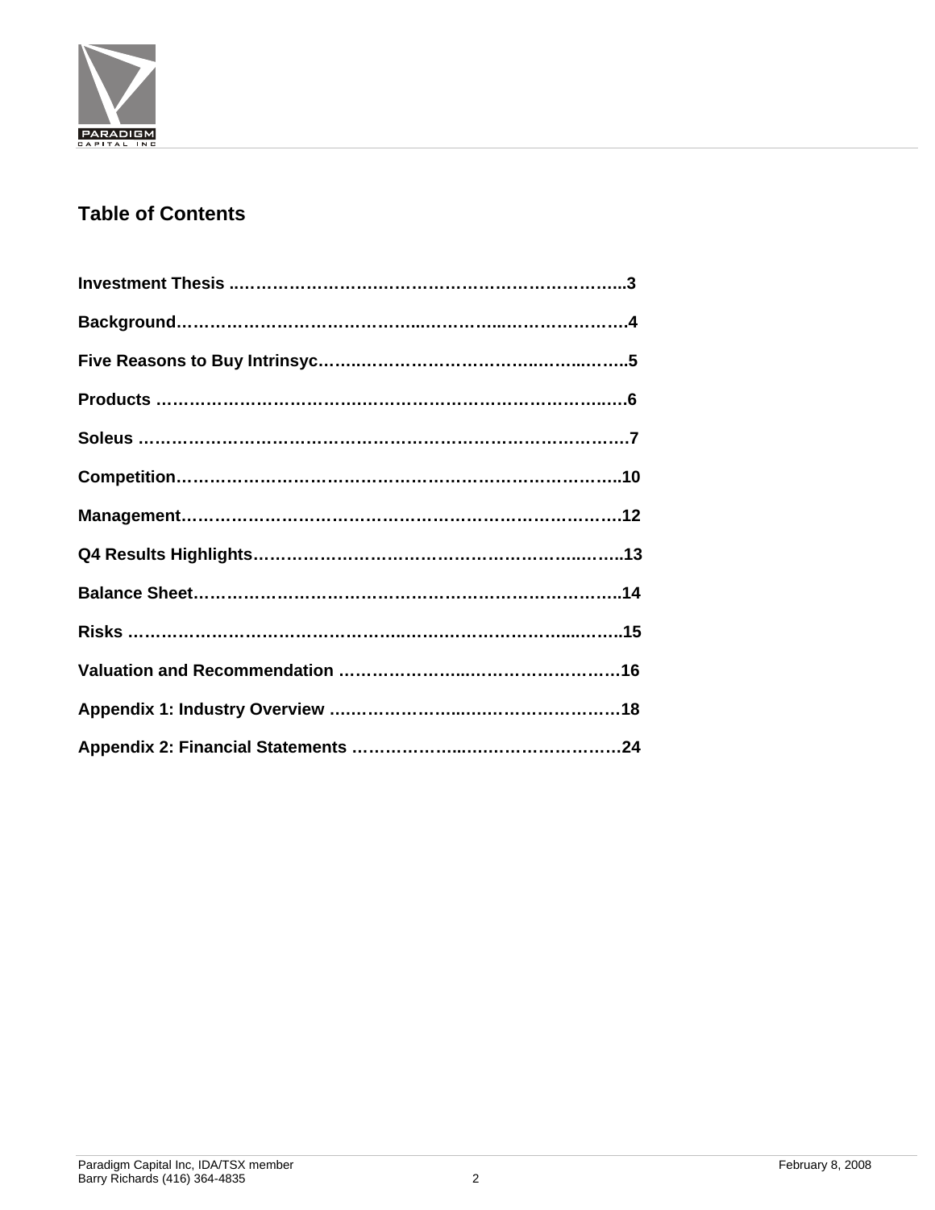## Table of Contents

**Investment Thesis** ....................................................................3

**Background**............................................................................4

**Five Reasons to Buy Intrinsyc**......................................................5

**Products** ..................................................................................6

**Soleus** .....................................................................................7

**Competition**.............................................................................10

**Management**.............................................................................12

**Q4 Results Highlights**..................................................................13

**Balance Sheet**...........................................................................14

**Risks** ......................................................................................15

**Valuation and Recommendation** ....................................................16

**Appendix 1: Industry Overview** .....................................................18

**Appendix 2: Financial Statements** ..................................................24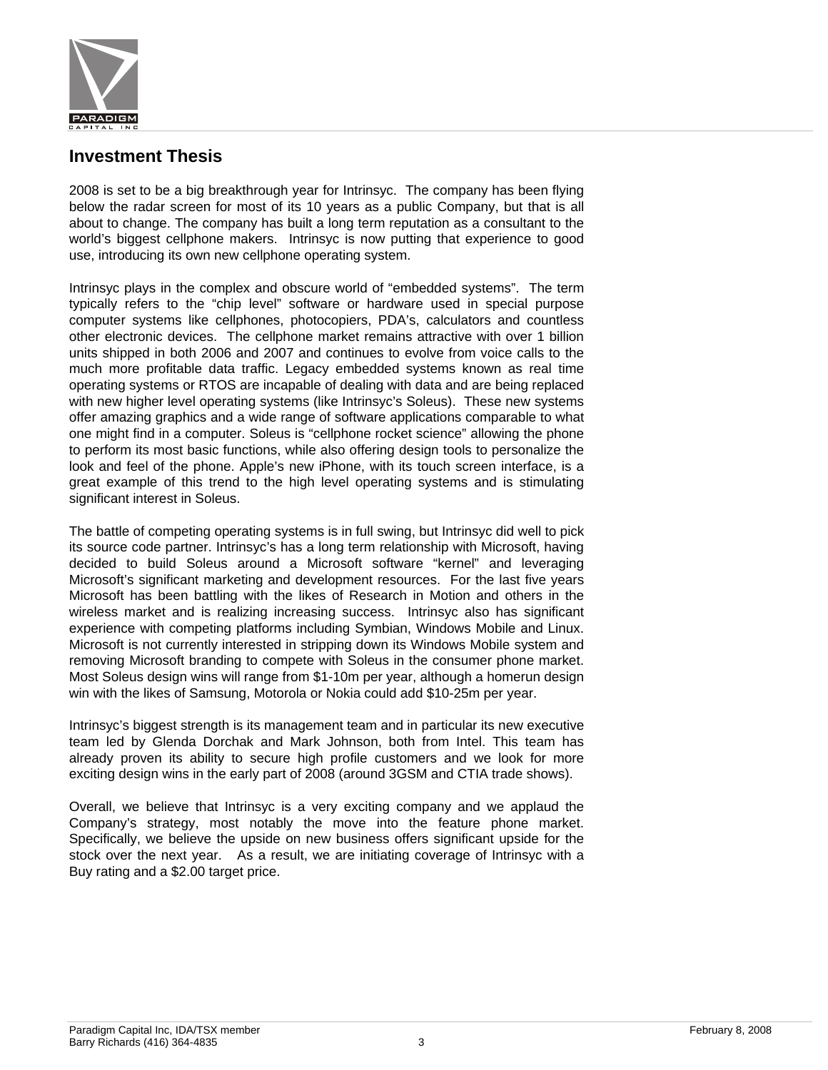## Investment Thesis

2008 is set to be a big breakthrough year for Intrinsyc. The company has been flying below the radar screen for most of its 10 years as a public Company, but that is all about to change. The company has built a long term reputation as a consultant to the world's biggest cellphone makers. Intrinsyc is now putting that experience to good use, introducing its own new cellphone operating system.

Intrinsyc plays in the complex and obscure world of "embedded systems". The term typically refers to the "chip level" software or hardware used in special purpose computer systems like cellphones, photocopiers, PDA's, calculators and countless other electronic devices. The cellphone market remains attractive with over 1 billion units shipped in both 2006 and 2007 and continues to evolve from voice calls to the much more profitable data traffic. Legacy embedded systems known as real time operating systems or RTOS are incapable of dealing with data and are being replaced with new higher level operating systems (like Intrinsyc's Soleus). These new systems offer amazing graphics and a wide range of software applications comparable to what one might find in a computer. Soleus is "cellphone rocket science" allowing the phone to perform its most basic functions, while also offering design tools to personalize the look and feel of the phone. Apple's new iPhone, with its touch screen interface, is a great example of this trend to the high level operating systems and is stimulating significant interest in Soleus.

The battle of competing operating systems is in full swing, but Intrinsyc did well to pick its source code partner. Intrinsyc's has a long term relationship with Microsoft, having decided to build Soleus around a Microsoft software "kernel" and leveraging Microsoft's significant marketing and development resources. For the last five years Microsoft has been battling with the likes of Research in Motion and others in the wireless market and is realizing increasing success. Intrinsyc also has significant experience with competing platforms including Symbian, Windows Mobile and Linux. Microsoft is not currently interested in stripping down its Windows Mobile system and removing Microsoft branding to compete with Soleus in the consumer phone market. Most Soleus design wins will range from $1-10m per year, although a homerun design win with the likes of Samsung, Motorola or Nokia could add $10-25m per year.

Intrinsyc's biggest strength is its management team and in particular its new executive team led by Glenda Dorchak and Mark Johnson, both from Intel. This team has already proven its ability to secure high profile customers and we look for more exciting design wins in the early part of 2008 (around 3GSM and CTIA trade shows).

Overall, we believe that Intrinsyc is a very exciting company and we applaud the Company's strategy, most notably the move into the feature phone market. Specifically, we believe the upside on new business offers significant upside for the stock over the next year. As a result, we are initiating coverage of Intrinsyc with a Buy rating and a $2.00 target price.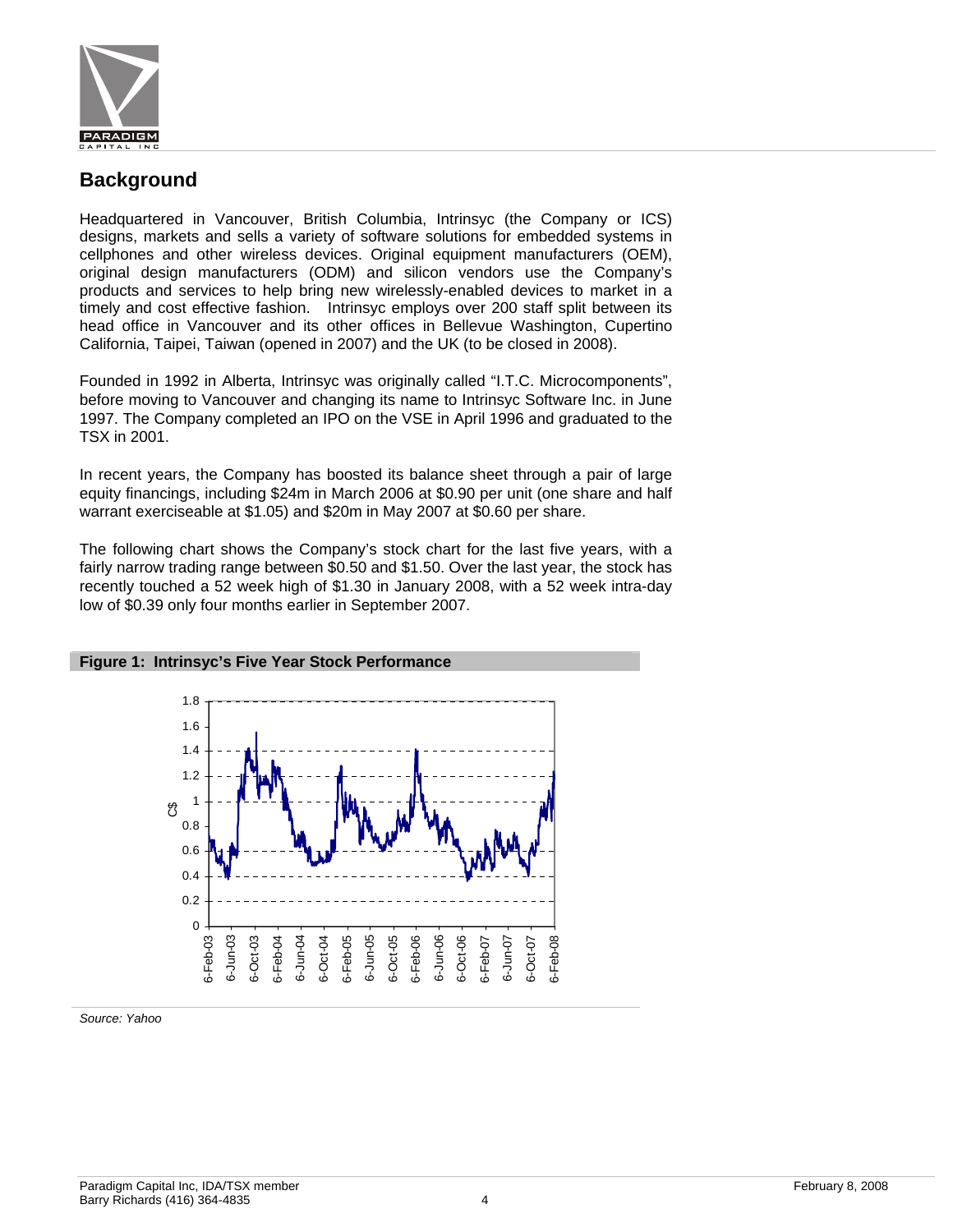## Background

Headquartered in Vancouver, British Columbia, Intrinsyc (the Company or ICS) designs, markets and sells a variety of software solutions for embedded systems in cellphones and other wireless devices. Original equipment manufacturers (OEM), original design manufacturers (ODM) and silicon vendors use the Company's products and services to help bring new wirelessly-enabled devices to market in a timely and cost effective fashion. Intrinsyc employs over 200 staff split between its head office in Vancouver and its other offices in Bellevue Washington, Cupertino California, Taipei, Taiwan (opened in 2007) and the UK (to be closed in 2008).

Founded in 1992 in Alberta, Intrinsyc was originally called "I.T.C. Microcomponents", before moving to Vancouver and changing its name to Intrinsyc Software Inc. in June 1997. The Company completed an IPO on the VSE in April 1996 and graduated to the TSX in 2001.

In recent years, the Company has boosted its balance sheet through a pair of large equity financings, including $24m in March 2006 at $0.90 per unit (one share and half warrant exerciseable at $1.05) and $20m in May 2007 at $0.60 per share.

The following chart shows the Company's stock chart for the last five years, with a fairly narrow trading range between $0.50 and $1.50. Over the last year, the stock has recently touched a 52 week high of $1.30 in January 2008, with a 52 week intra-day low of $0.39 only four months earlier in September 2007.

**Figure 1: Intrinsyc's Five Year Stock Performance**

*Source: Yahoo*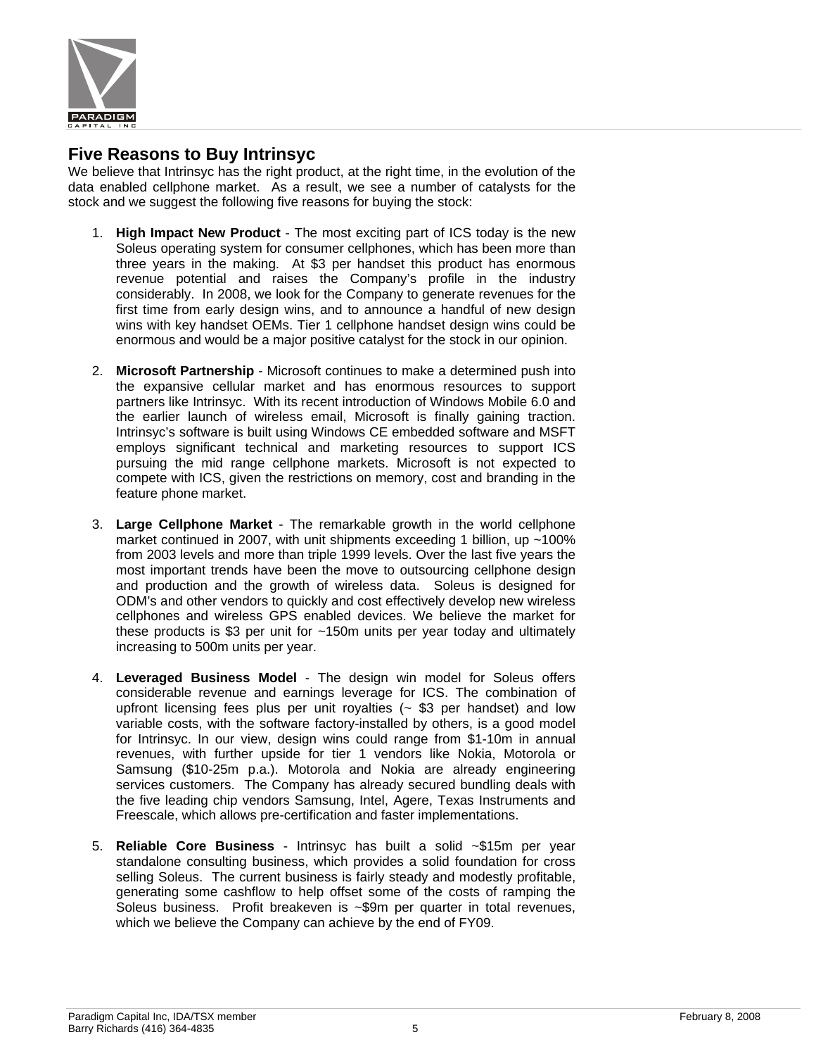## Five Reasons to Buy Intrinsyc

We believe that Intrinsyc has the right product, at the right time, in the evolution of the data enabled cellphone market. As a result, we see a number of catalysts for the stock and we suggest the following five reasons for buying the stock:

1. **High Impact New Product** - The most exciting part of ICS today is the new Soleus operating system for consumer cellphones, which has been more than three years in the making. At $3 per handset this product has enormous revenue potential and raises the Company's profile in the industry considerably. In 2008, we look for the Company to generate revenues for the first time from early design wins, and to announce a handful of new design wins with key handset OEMs. Tier 1 cellphone handset design wins could be enormous and would be a major positive catalyst for the stock in our opinion.

2. **Microsoft Partnership** - Microsoft continues to make a determined push into the expansive cellular market and has enormous resources to support partners like Intrinsyc. With its recent introduction of Windows Mobile 6.0 and the earlier launch of wireless email, Microsoft is finally gaining traction. Intrinsyc's software is built using Windows CE embedded software and MSFT employs significant technical and marketing resources to support ICS pursuing the mid range cellphone markets. Microsoft is not expected to compete with ICS, given the restrictions on memory, cost and branding in the feature phone market.

3. **Large Cellphone Market** - The remarkable growth in the world cellphone market continued in 2007, with unit shipments exceeding 1 billion, up ~100% from 2003 levels and more than triple 1999 levels. Over the last five years the most important trends have been the move to outsourcing cellphone design and production and the growth of wireless data. Soleus is designed for ODM's and other vendors to quickly and cost effectively develop new wireless cellphones and wireless GPS enabled devices. We believe the market for these products is $3 per unit for ~150m units per year today and ultimately increasing to 500m units per year.

4. **Leveraged Business Model** - The design win model for Soleus offers considerable revenue and earnings leverage for ICS. The combination of upfront licensing fees plus per unit royalties (~ $3 per handset) and low variable costs, with the software factory-installed by others, is a good model for Intrinsyc. In our view, design wins could range from $1-10m in annual revenues, with further upside for tier 1 vendors like Nokia, Motorola or Samsung ($10-25m p.a.). Motorola and Nokia are already engineering services customers. The Company has already secured bundling deals with the five leading chip vendors Samsung, Intel, Agere, Texas Instruments and Freescale, which allows pre-certification and faster implementations.

5. **Reliable Core Business** - Intrinsyc has built a solid ~$15m per year standalone consulting business, which provides a solid foundation for cross selling Soleus. The current business is fairly steady and modestly profitable, generating some cashflow to help offset some of the costs of ramping the Soleus business. Profit breakeven is ~$9m per quarter in total revenues, which we believe the Company can achieve by the end of FY09.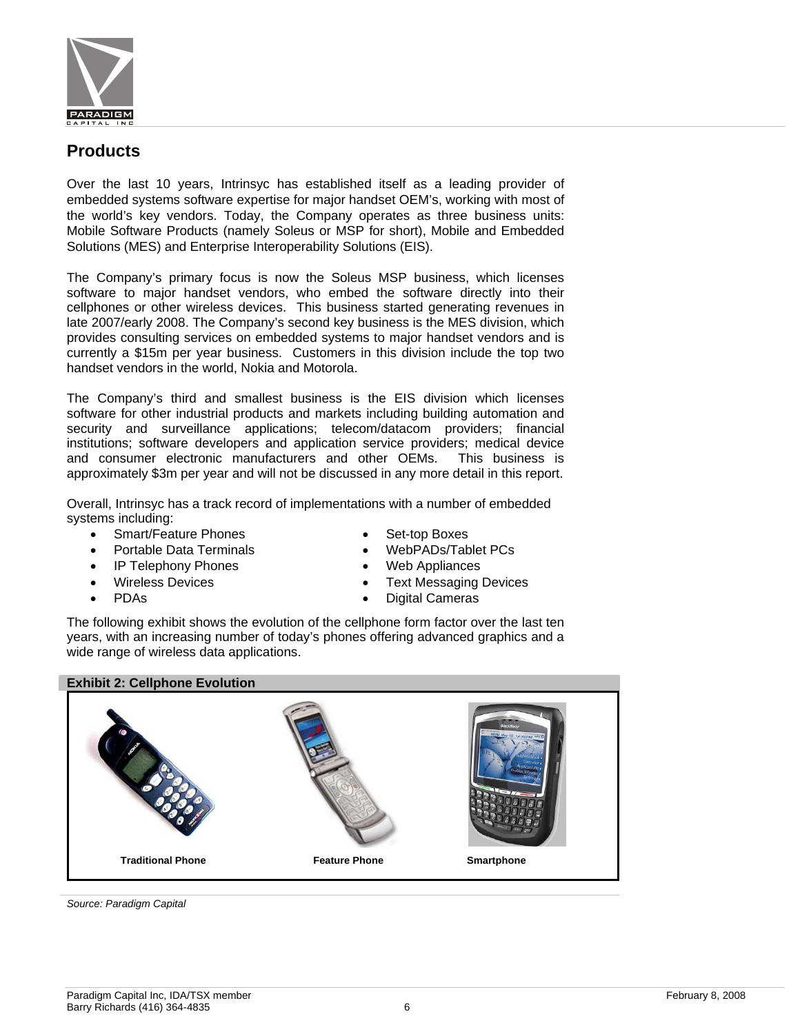## Products

Over the last 10 years, Intrinsyc has established itself as a leading provider of embedded systems software expertise for major handset OEM's, working with most of the world's key vendors. Today, the Company operates as three business units: Mobile Software Products (namely Soleus or MSP for short), Mobile and Embedded Solutions (MES) and Enterprise Interoperability Solutions (EIS).

The Company's primary focus is now the Soleus MSP business, which licenses software to major handset vendors, who embed the software directly into their cellphones or other wireless devices. This business started generating revenues in late 2007/early 2008. The Company's second key business is the MES division, which provides consulting services on embedded systems to major handset vendors and is currently a $15m per year business. Customers in this division include the top two handset vendors in the world, Nokia and Motorola.

The Company's third and smallest business is the EIS division which licenses software for other industrial products and markets including building automation and security and surveillance applications; telecom/datacom providers; financial institutions; software developers and application service providers; medical device and consumer electronic manufacturers and other OEMs. This business is approximately $3m per year and will not be discussed in any more detail in this report.

Overall, Intrinsyc has a track record of implementations with a number of embedded systems including:

- Smart/Feature Phones
- Portable Data Terminals
- IP Telephony Phones
- Wireless Devices
- PDAs
- Set-top Boxes
- WebPADs/Tablet PCs
- Web Appliances
- Text Messaging Devices
- Digital Cameras

The following exhibit shows the evolution of the cellphone form factor over the last ten years, with an increasing number of today's phones offering advanced graphics and a wide range of wireless data applications.

**Exhibit 2: Cellphone Evolution**

**Traditional Phone** | **Feature Phone** | **Smartphone**

*Source: Paradigm Capital*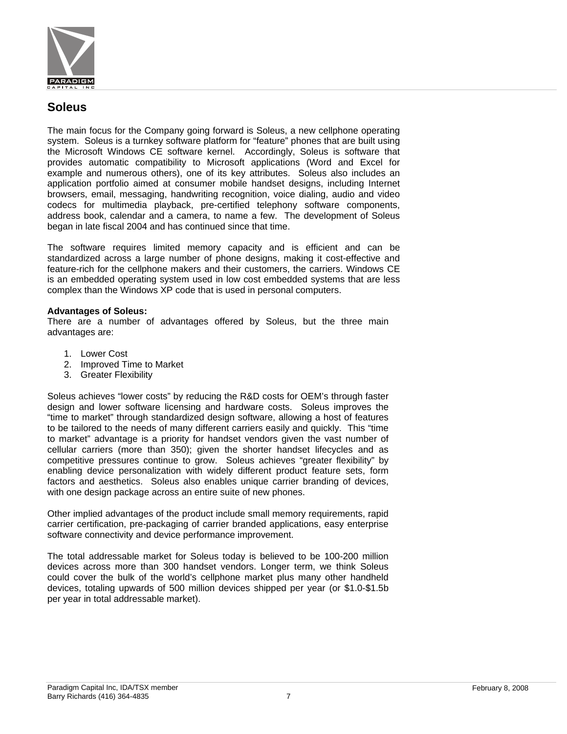## Soleus

The main focus for the Company going forward is Soleus, a new cellphone operating system. Soleus is a turnkey software platform for "feature" phones that are built using the Microsoft Windows CE software kernel. Accordingly, Soleus is software that provides automatic compatibility to Microsoft applications (Word and Excel for example and numerous others), one of its key attributes. Soleus also includes an application portfolio aimed at consumer mobile handset designs, including Internet browsers, email, messaging, handwriting recognition, voice dialing, audio and video codecs for multimedia playback, pre-certified telephony software components, address book, calendar and a camera, to name a few. The development of Soleus began in late fiscal 2004 and has continued since that time.

The software requires limited memory capacity and is efficient and can be standardized across a large number of phone designs, making it cost-effective and feature-rich for the cellphone makers and their customers, the carriers. Windows CE is an embedded operating system used in low cost embedded systems that are less complex than the Windows XP code that is used in personal computers.

**Advantages of Soleus:**
There are a number of advantages offered by Soleus, but the three main advantages are:

1. Lower Cost
2. Improved Time to Market
3. Greater Flexibility

Soleus achieves "lower costs" by reducing the R&D costs for OEM's through faster design and lower software licensing and hardware costs. Soleus improves the "time to market" through standardized design software, allowing a host of features to be tailored to the needs of many different carriers easily and quickly. This "time to market" advantage is a priority for handset vendors given the vast number of cellular carriers (more than 350); given the shorter handset lifecycles and as competitive pressures continue to grow. Soleus achieves "greater flexibility" by enabling device personalization with widely different product feature sets, form factors and aesthetics. Soleus also enables unique carrier branding of devices, with one design package across an entire suite of new phones.

Other implied advantages of the product include small memory requirements, rapid carrier certification, pre-packaging of carrier branded applications, easy enterprise software connectivity and device performance improvement.

The total addressable market for Soleus today is believed to be 100-200 million devices across more than 300 handset vendors. Longer term, we think Soleus could cover the bulk of the world's cellphone market plus many other handheld devices, totaling upwards of 500 million devices shipped per year (or $1.0-$1.5b per year in total addressable market).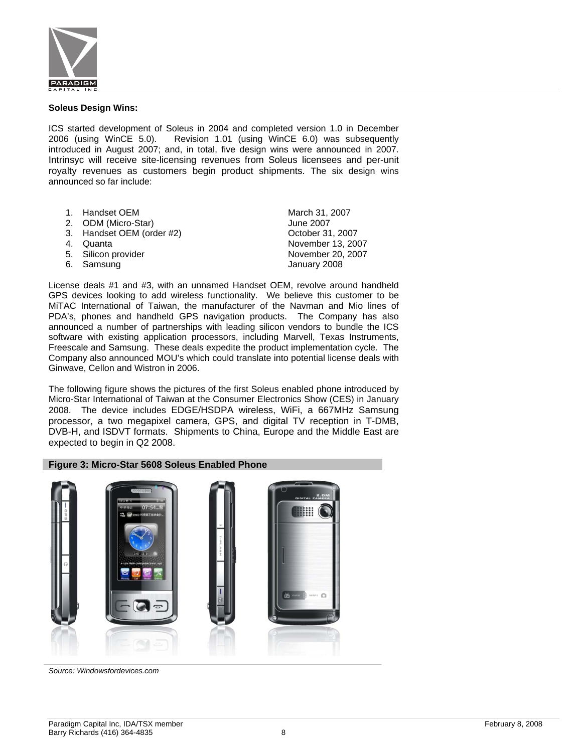**Soleus Design Wins:**

ICS started development of Soleus in 2004 and completed version 1.0 in December 2006 (using WinCE 5.0). Revision 1.01 (using WinCE 6.0) was subsequently introduced in August 2007; and, in total, five design wins were announced in 2007. Intrinsyc will receive site-licensing revenues from Soleus licensees and per-unit royalty revenues as customers begin product shipments. The six design wins announced so far include:

| | |
|---|---|
| 1. Handset OEM | March 31, 2007 |
| 2. ODM (Micro-Star) | June 2007 |
| 3. Handset OEM (order #2) | October 31, 2007 |
| 4. Quanta | November 13, 2007 |
| 5. Silicon provider | November 20, 2007 |
| 6. Samsung | January 2008 |

License deals #1 and #3, with an unnamed Handset OEM, revolve around handheld GPS devices looking to add wireless functionality. We believe this customer to be MiTAC International of Taiwan, the manufacturer of the Navman and Mio lines of PDA's, phones and handheld GPS navigation products. The Company has also announced a number of partnerships with leading silicon vendors to bundle the ICS software with existing application processors, including Marvell, Texas Instruments, Freescale and Samsung. These deals expedite the product implementation cycle. The Company also announced MOU's which could translate into potential license deals with Ginwave, Cellon and Wistron in 2006.

The following figure shows the pictures of the first Soleus enabled phone introduced by Micro-Star International of Taiwan at the Consumer Electronics Show (CES) in January 2008. The device includes EDGE/HSDPA wireless, WiFi, a 667MHz Samsung processor, a two megapixel camera, GPS, and digital TV reception in T-DMB, DVB-H, and ISDVT formats. Shipments to China, Europe and the Middle East are expected to begin in Q2 2008.

**Figure 3: Micro-Star 5608 Soleus Enabled Phone**

*Source: Windowsfordevices.com*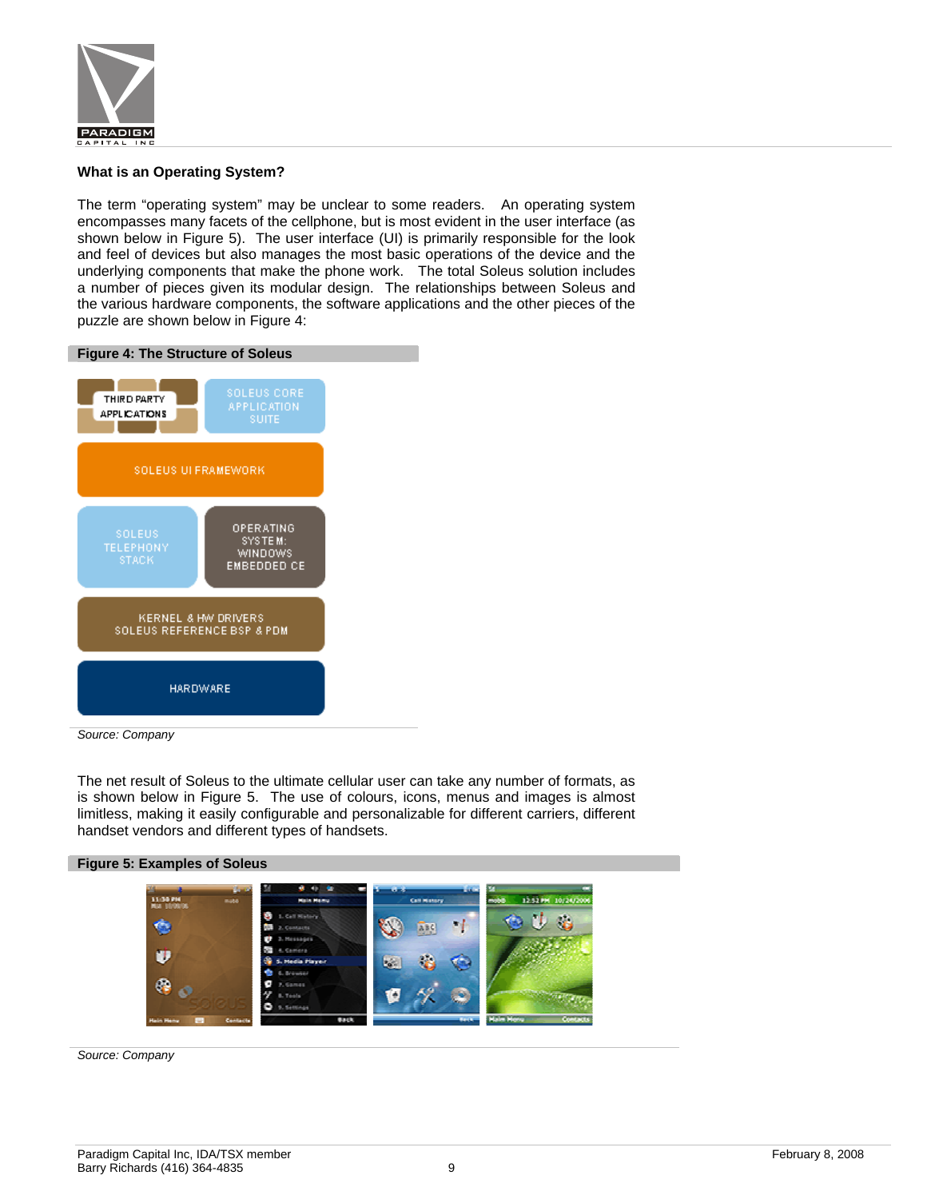## What is an Operating System?

The term "operating system" may be unclear to some readers. An operating system encompasses many facets of the cellphone, but is most evident in the user interface (as shown below in Figure 5). The user interface (UI) is primarily responsible for the look and feel of devices but also manages the most basic operations of the device and the underlying components that make the phone work. The total Soleus solution includes a number of pieces given its modular design. The relationships between Soleus and the various hardware components, the software applications and the other pieces of the puzzle are shown below in Figure 4:

**Figure 4: The Structure of Soleus**

| THIRD PARTY APPLICATIONS | SOLEUS CORE APPLICATION SUITE |
|---|---|
| SOLEUS UI FRAMEWORK | |
| SOLEUS TELEPHONY STACK | OPERATING SYSTEM: WINDOWS EMBEDDED CE |
| KERNEL & HW DRIVERS SOLEUS REFERENCE BSP & PDM | |
| HARDWARE | |

*Source: Company*

The net result of Soleus to the ultimate cellular user can take any number of formats, as is shown below in Figure 5. The use of colours, icons, menus and images is almost limitless, making it easily configurable and personalizable for different carriers, different handset vendors and different types of handsets.

**Figure 5: Examples of Soleus**

*Source: Company*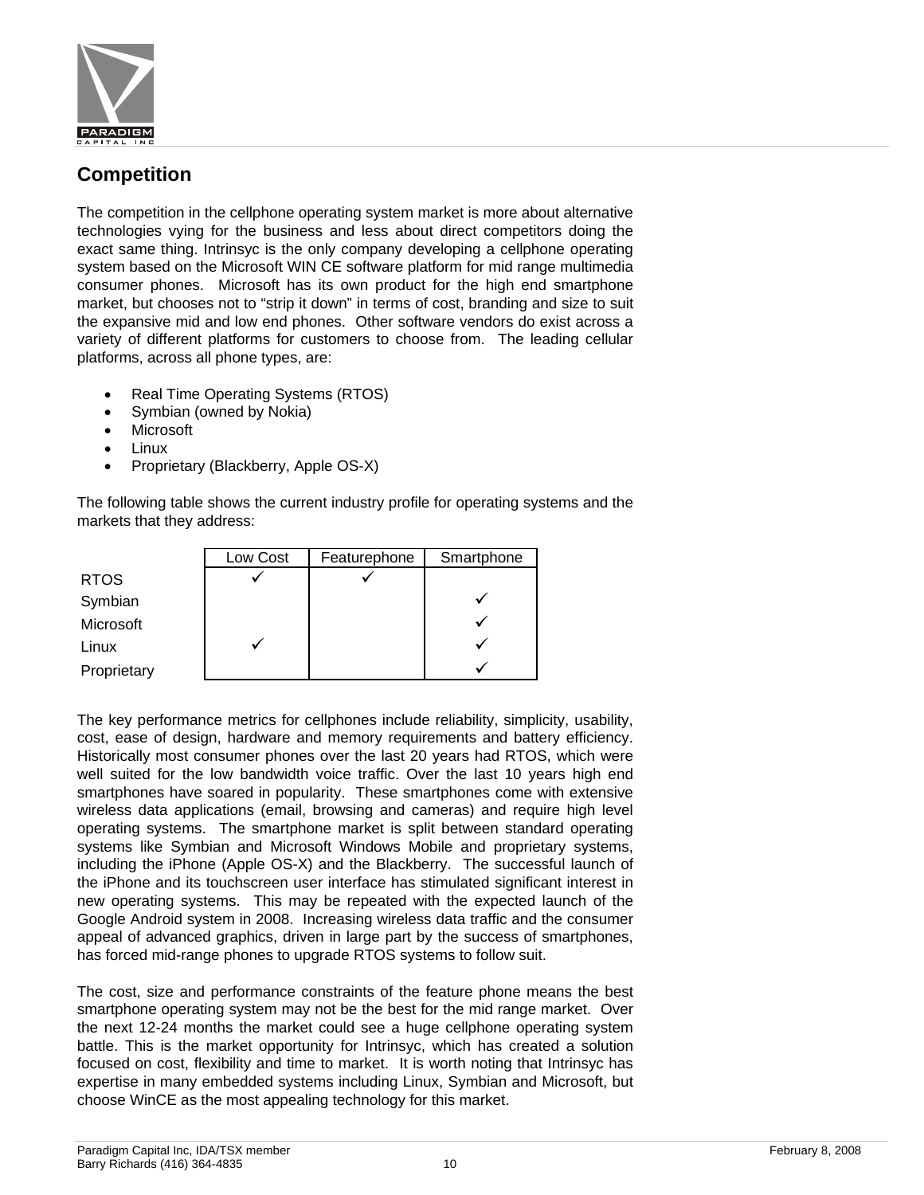## Competition

The competition in the cellphone operating system market is more about alternative technologies vying for the business and less about direct competitors doing the exact same thing. Intrinsyc is the only company developing a cellphone operating system based on the Microsoft WIN CE software platform for mid range multimedia consumer phones. Microsoft has its own product for the high end smartphone market, but chooses not to "strip it down" in terms of cost, branding and size to suit the expansive mid and low end phones. Other software vendors do exist across a variety of different platforms for customers to choose from. The leading cellular platforms, across all phone types, are:

- Real Time Operating Systems (RTOS)
- Symbian (owned by Nokia)
- Microsoft
- Linux
- Proprietary (Blackberry, Apple OS-X)

The following table shows the current industry profile for operating systems and the markets that they address:

| | Low Cost | Featurephone | Smartphone |
|---|---|---|---|
| RTOS | ✓ | ✓ | |
| Symbian | | | ✓ |
| Microsoft | | | ✓ |
| Linux | ✓ | | ✓ |
| Proprietary | | | ✓ |

The key performance metrics for cellphones include reliability, simplicity, usability, cost, ease of design, hardware and memory requirements and battery efficiency. Historically most consumer phones over the last 20 years had RTOS, which were well suited for the low bandwidth voice traffic. Over the last 10 years high end smartphones have soared in popularity. These smartphones come with extensive wireless data applications (email, browsing and cameras) and require high level operating systems. The smartphone market is split between standard operating systems like Symbian and Microsoft Windows Mobile and proprietary systems, including the iPhone (Apple OS-X) and the Blackberry. The successful launch of the iPhone and its touchscreen user interface has stimulated significant interest in new operating systems. This may be repeated with the expected launch of the Google Android system in 2008. Increasing wireless data traffic and the consumer appeal of advanced graphics, driven in large part by the success of smartphones, has forced mid-range phones to upgrade RTOS systems to follow suit.

The cost, size and performance constraints of the feature phone means the best smartphone operating system may not be the best for the mid range market. Over the next 12-24 months the market could see a huge cellphone operating system battle. This is the market opportunity for Intrinsyc, which has created a solution focused on cost, flexibility and time to market. It is worth noting that Intrinsyc has expertise in many embedded systems including Linux, Symbian and Microsoft, but choose WinCE as the most appealing technology for this market.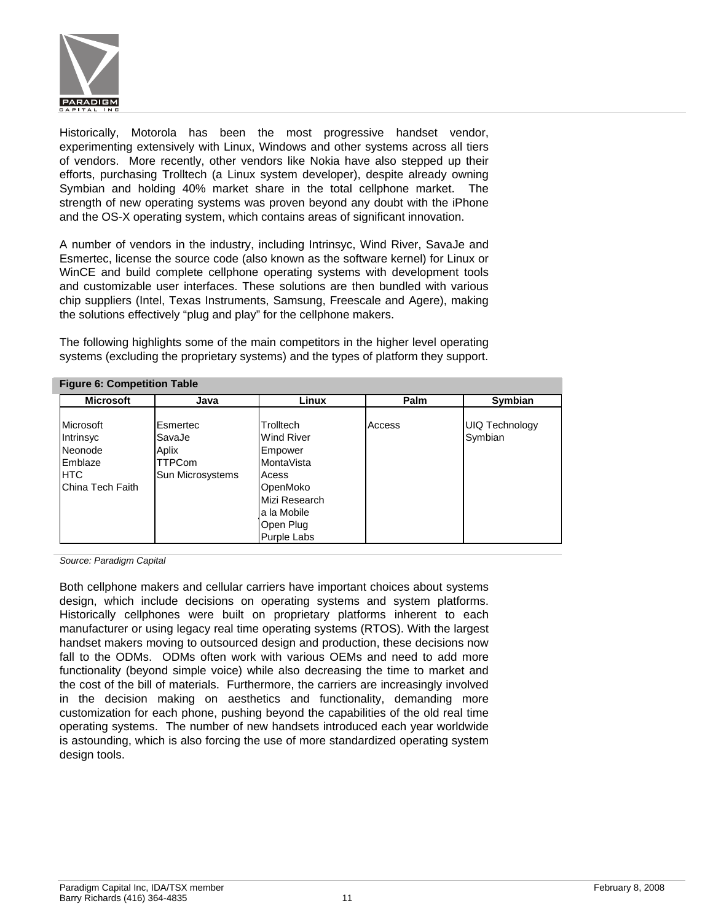Historically, Motorola has been the most progressive handset vendor, experimenting extensively with Linux, Windows and other systems across all tiers of vendors. More recently, other vendors like Nokia have also stepped up their efforts, purchasing Trolltech (a Linux system developer), despite already owning Symbian and holding 40% market share in the total cellphone market. The strength of new operating systems was proven beyond any doubt with the iPhone and the OS-X operating system, which contains areas of significant innovation.

A number of vendors in the industry, including Intrinsyc, Wind River, SavaJe and Esmertec, license the source code (also known as the software kernel) for Linux or WinCE and build complete cellphone operating systems with development tools and customizable user interfaces. These solutions are then bundled with various chip suppliers (Intel, Texas Instruments, Samsung, Freescale and Agere), making the solutions effectively "plug and play" for the cellphone makers.

The following highlights some of the main competitors in the higher level operating systems (excluding the proprietary systems) and the types of platform they support.

**Figure 6: Competition Table**

| Microsoft | Java | Linux | Palm | Symbian |
|---|---|---|---|---|
| Microsoft | Esmertec | Trolltech | Access | UIQ Technology |
| Intrinsyc | SavaJe | Wind River | | Symbian |
| Neonode | Aplix | Empower | | |
| Emblaze | TTPCom | MontaVista | | |
| HTC | Sun Microsystems | Acess | | |
| China Tech Faith | | OpenMoko | | |
| | | Mizi Research | | |
| | | a la Mobile | | |
| | | Open Plug | | |
| | | Purple Labs | | |

*Source: Paradigm Capital*

Both cellphone makers and cellular carriers have important choices about systems design, which include decisions on operating systems and system platforms. Historically cellphones were built on proprietary platforms inherent to each manufacturer or using legacy real time operating systems (RTOS). With the largest handset makers moving to outsourced design and production, these decisions now fall to the ODMs. ODMs often work with various OEMs and need to add more functionality (beyond simple voice) while also decreasing the time to market and the cost of the bill of materials. Furthermore, the carriers are increasingly involved in the decision making on aesthetics and functionality, demanding more customization for each phone, pushing beyond the capabilities of the old real time operating systems. The number of new handsets introduced each year worldwide is astounding, which is also forcing the use of more standardized operating system design tools.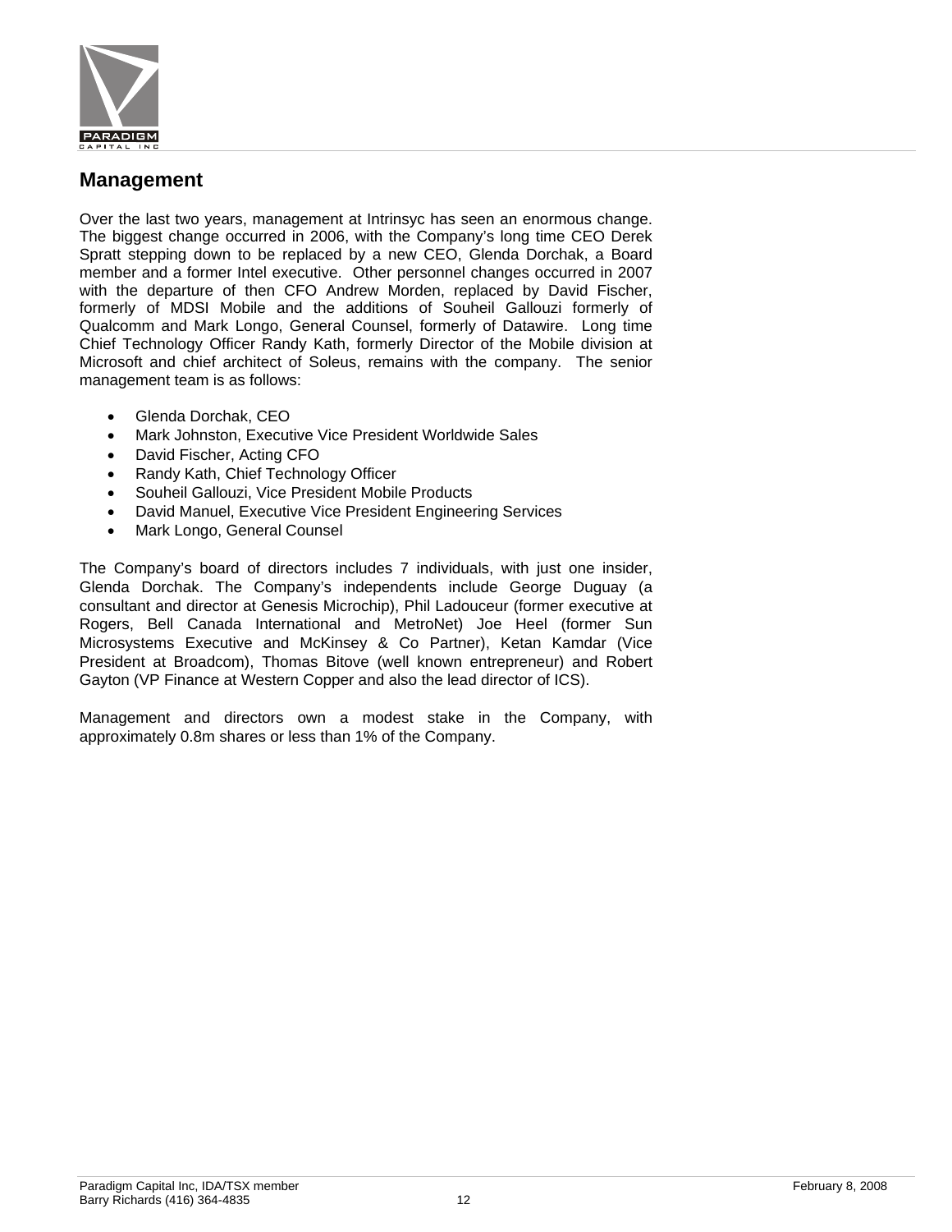## Management

Over the last two years, management at Intrinsyc has seen an enormous change. The biggest change occurred in 2006, with the Company's long time CEO Derek Spratt stepping down to be replaced by a new CEO, Glenda Dorchak, a Board member and a former Intel executive. Other personnel changes occurred in 2007 with the departure of then CFO Andrew Morden, replaced by David Fischer, formerly of MDSI Mobile and the additions of Souheil Gallouzi formerly of Qualcomm and Mark Longo, General Counsel, formerly of Datawire. Long time Chief Technology Officer Randy Kath, formerly Director of the Mobile division at Microsoft and chief architect of Soleus, remains with the company. The senior management team is as follows:

- Glenda Dorchak, CEO
- Mark Johnston, Executive Vice President Worldwide Sales
- David Fischer, Acting CFO
- Randy Kath, Chief Technology Officer
- Souheil Gallouzi, Vice President Mobile Products
- David Manuel, Executive Vice President Engineering Services
- Mark Longo, General Counsel

The Company's board of directors includes 7 individuals, with just one insider, Glenda Dorchak. The Company's independents include George Duguay (a consultant and director at Genesis Microchip), Phil Ladouceur (former executive at Rogers, Bell Canada International and MetroNet) Joe Heel (former Sun Microsystems Executive and McKinsey & Co Partner), Ketan Kamdar (Vice President at Broadcom), Thomas Bitove (well known entrepreneur) and Robert Gayton (VP Finance at Western Copper and also the lead director of ICS).

Management and directors own a modest stake in the Company, with approximately 0.8m shares or less than 1% of the Company.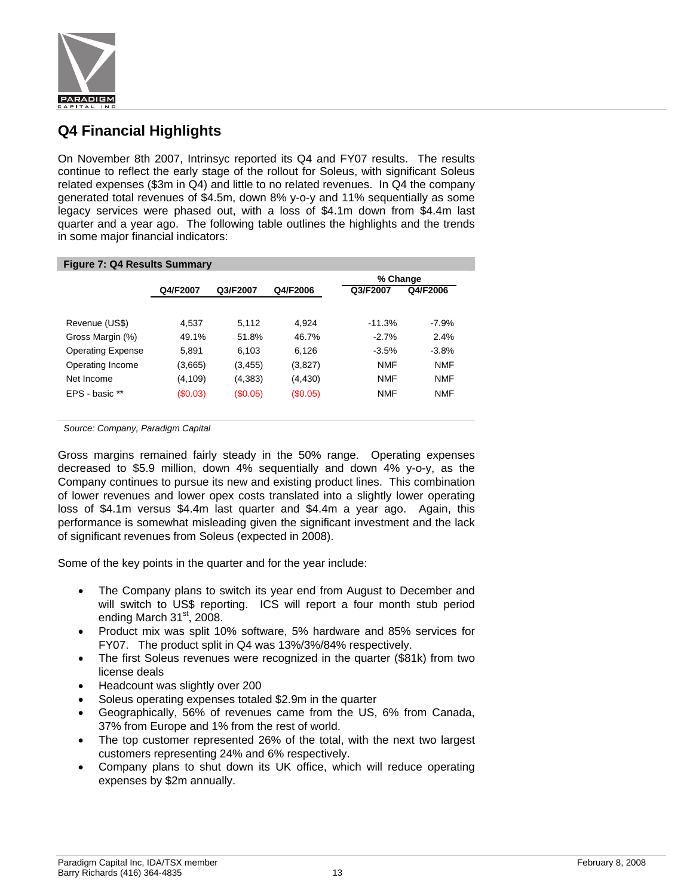## Q4 Financial Highlights

On November 8th 2007, Intrinsyc reported its Q4 and FY07 results. The results continue to reflect the early stage of the rollout for Soleus, with significant Soleus related expenses ($3m in Q4) and little to no related revenues. In Q4 the company generated total revenues of $4.5m, down 8% y-o-y and 11% sequentially as some legacy services were phased out, with a loss of $4.1m down from $4.4m last quarter and a year ago. The following table outlines the highlights and the trends in some major financial indicators:

**Figure 7: Q4 Results Summary**

| | Q4/F2007 | Q3/F2007 | Q4/F2006 | % Change Q3/F2007 | % Change Q4/F2006 |
|---|---|---|---|---|---|
| Revenue (US$) | 4,537 | 5,112 | 4,924 | -11.3% | -7.9% |
| Gross Margin (%) | 49.1% | 51.8% | 46.7% | -2.7% | 2.4% |
| Operating Expense | 5,891 | 6,103 | 6,126 | -3.5% | -3.8% |
| Operating Income | (3,665) | (3,455) | (3,827) | NMF | NMF |
| Net Income | (4,109) | (4,383) | (4,430) | NMF | NMF |
| EPS - basic ** | ($0.03) | ($0.05) | ($0.05) | NMF | NMF |

*Source: Company, Paradigm Capital*

Gross margins remained fairly steady in the 50% range. Operating expenses decreased to $5.9 million, down 4% sequentially and down 4% y-o-y, as the Company continues to pursue its new and existing product lines. This combination of lower revenues and lower opex costs translated into a slightly lower operating loss of $4.1m versus $4.4m last quarter and $4.4m a year ago. Again, this performance is somewhat misleading given the significant investment and the lack of significant revenues from Soleus (expected in 2008).

Some of the key points in the quarter and for the year include:

- The Company plans to switch its year end from August to December and will switch to US$ reporting. ICS will report a four month stub period ending March 31st, 2008.
- Product mix was split 10% software, 5% hardware and 85% services for FY07. The product split in Q4 was 13%/3%/84% respectively.
- The first Soleus revenues were recognized in the quarter ($81k) from two license deals
- Headcount was slightly over 200
- Soleus operating expenses totaled $2.9m in the quarter
- Geographically, 56% of revenues came from the US, 6% from Canada, 37% from Europe and 1% from the rest of world.
- The top customer represented 26% of the total, with the next two largest customers representing 24% and 6% respectively.
- Company plans to shut down its UK office, which will reduce operating expenses by $2m annually.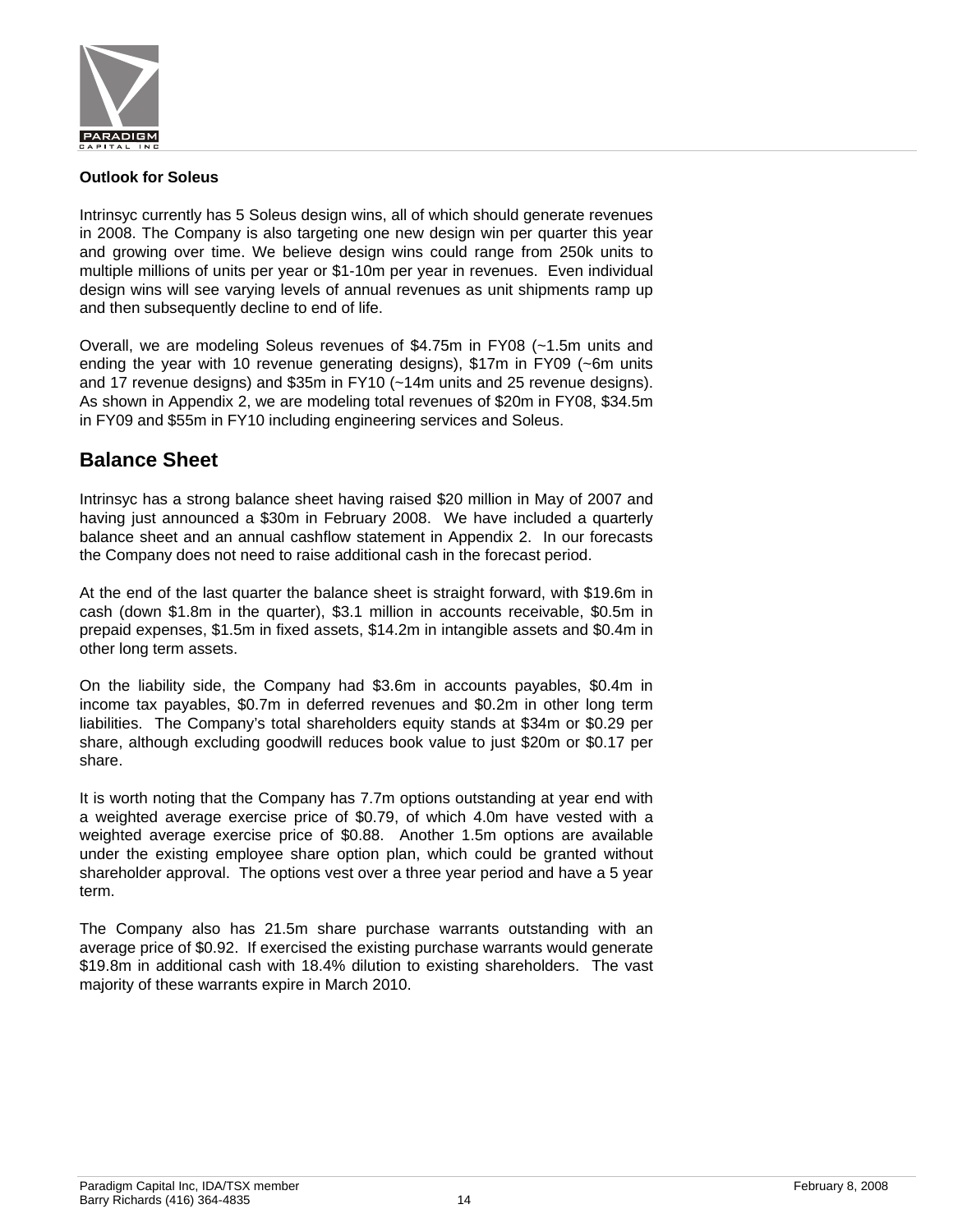**Outlook for Soleus**

Intrinsyc currently has 5 Soleus design wins, all of which should generate revenues in 2008. The Company is also targeting one new design win per quarter this year and growing over time. We believe design wins could range from 250k units to multiple millions of units per year or $1-10m per year in revenues. Even individual design wins will see varying levels of annual revenues as unit shipments ramp up and then subsequently decline to end of life.

Overall, we are modeling Soleus revenues of $4.75m in FY08 (~1.5m units and ending the year with 10 revenue generating designs), $17m in FY09 (~6m units and 17 revenue designs) and $35m in FY10 (~14m units and 25 revenue designs). As shown in Appendix 2, we are modeling total revenues of $20m in FY08, $34.5m in FY09 and $55m in FY10 including engineering services and Soleus.

## Balance Sheet

Intrinsyc has a strong balance sheet having raised $20 million in May of 2007 and having just announced a $30m in February 2008. We have included a quarterly balance sheet and an annual cashflow statement in Appendix 2. In our forecasts the Company does not need to raise additional cash in the forecast period.

At the end of the last quarter the balance sheet is straight forward, with $19.6m in cash (down $1.8m in the quarter), $3.1 million in accounts receivable, $0.5m in prepaid expenses, $1.5m in fixed assets, $14.2m in intangible assets and $0.4m in other long term assets.

On the liability side, the Company had $3.6m in accounts payables, $0.4m in income tax payables, $0.7m in deferred revenues and $0.2m in other long term liabilities. The Company's total shareholders equity stands at $34m or $0.29 per share, although excluding goodwill reduces book value to just $20m or $0.17 per share.

It is worth noting that the Company has 7.7m options outstanding at year end with a weighted average exercise price of $0.79, of which 4.0m have vested with a weighted average exercise price of $0.88. Another 1.5m options are available under the existing employee share option plan, which could be granted without shareholder approval. The options vest over a three year period and have a 5 year term.

The Company also has 21.5m share purchase warrants outstanding with an average price of $0.92. If exercised the existing purchase warrants would generate $19.8m in additional cash with 18.4% dilution to existing shareholders. The vast majority of these warrants expire in March 2010.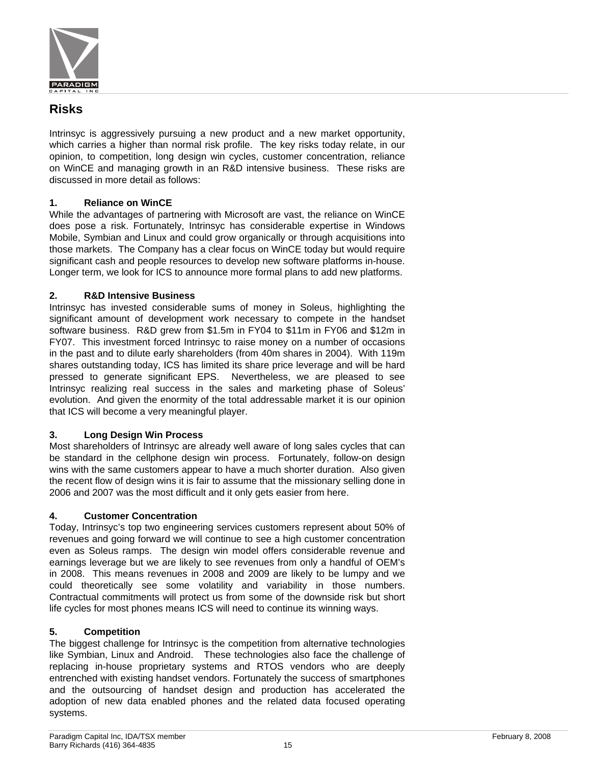## Risks

Intrinsyc is aggressively pursuing a new product and a new market opportunity, which carries a higher than normal risk profile. The key risks today relate, in our opinion, to competition, long design win cycles, customer concentration, reliance on WinCE and managing growth in an R&D intensive business. These risks are discussed in more detail as follows:

### 1. Reliance on WinCE

While the advantages of partnering with Microsoft are vast, the reliance on WinCE does pose a risk. Fortunately, Intrinsyc has considerable expertise in Windows Mobile, Symbian and Linux and could grow organically or through acquisitions into those markets. The Company has a clear focus on WinCE today but would require significant cash and people resources to develop new software platforms in-house. Longer term, we look for ICS to announce more formal plans to add new platforms.

### 2. R&D Intensive Business

Intrinsyc has invested considerable sums of money in Soleus, highlighting the significant amount of development work necessary to compete in the handset software business. R&D grew from $1.5m in FY04 to $11m in FY06 and $12m in FY07. This investment forced Intrinsyc to raise money on a number of occasions in the past and to dilute early shareholders (from 40m shares in 2004). With 119m shares outstanding today, ICS has limited its share price leverage and will be hard pressed to generate significant EPS. Nevertheless, we are pleased to see Intrinsyc realizing real success in the sales and marketing phase of Soleus' evolution. And given the enormity of the total addressable market it is our opinion that ICS will become a very meaningful player.

### 3. Long Design Win Process

Most shareholders of Intrinsyc are already well aware of long sales cycles that can be standard in the cellphone design win process. Fortunately, follow-on design wins with the same customers appear to have a much shorter duration. Also given the recent flow of design wins it is fair to assume that the missionary selling done in 2006 and 2007 was the most difficult and it only gets easier from here.

### 4. Customer Concentration

Today, Intrinsyc's top two engineering services customers represent about 50% of revenues and going forward we will continue to see a high customer concentration even as Soleus ramps. The design win model offers considerable revenue and earnings leverage but we are likely to see revenues from only a handful of OEM's in 2008. This means revenues in 2008 and 2009 are likely to be lumpy and we could theoretically see some volatility and variability in those numbers. Contractual commitments will protect us from some of the downside risk but short life cycles for most phones means ICS will need to continue its winning ways.

### 5. Competition

The biggest challenge for Intrinsyc is the competition from alternative technologies like Symbian, Linux and Android. These technologies also face the challenge of replacing in-house proprietary systems and RTOS vendors who are deeply entrenched with existing handset vendors. Fortunately the success of smartphones and the outsourcing of handset design and production has accelerated the adoption of new data enabled phones and the related data focused operating systems.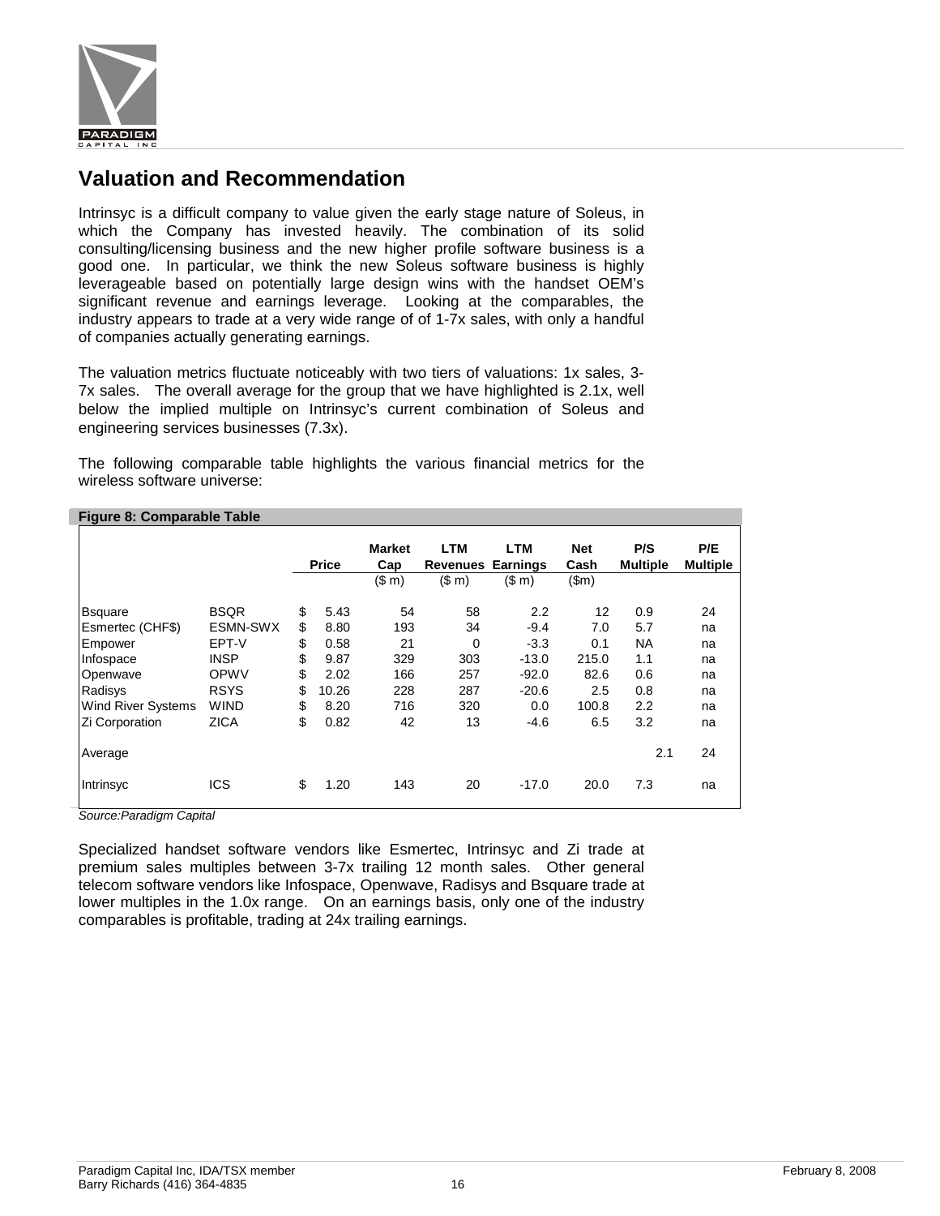## Valuation and Recommendation

Intrinsyc is a difficult company to value given the early stage nature of Soleus, in which the Company has invested heavily. The combination of its solid consulting/licensing business and the new higher profile software business is a good one. In particular, we think the new Soleus software business is highly leverageable based on potentially large design wins with the handset OEM's significant revenue and earnings leverage. Looking at the comparables, the industry appears to trade at a very wide range of of 1-7x sales, with only a handful of companies actually generating earnings.

The valuation metrics fluctuate noticeably with two tiers of valuations: 1x sales, 3-7x sales. The overall average for the group that we have highlighted is 2.1x, well below the implied multiple on Intrinsyc's current combination of Soleus and engineering services businesses (7.3x).

The following comparable table highlights the various financial metrics for the wireless software universe:

**Figure 8: Comparable Table**

| | | Price | Market Cap ($ m) | LTM Revenues ($ m) | LTM Earnings ($ m) | Net Cash ($m) | P/S Multiple | P/E Multiple |
|---|---|---|---|---|---|---|---|---|
| Bsquare | BSQR | $ 5.43 | 54 | 58 | 2.2 | 12 | 0.9 | 24 |
| Esmertec (CHF$) | ESMN-SWX | $ 8.80 | 193 | 34 | -9.4 | 7.0 | 5.7 | na |
| Empower | EPT-V | $ 0.58 | 21 | 0 | -3.3 | 0.1 | NA | na |
| Infospace | INSP | $ 9.87 | 329 | 303 | -13.0 | 215.0 | 1.1 | na |
| Openwave | OPWV | $ 2.02 | 166 | 257 | -92.0 | 82.6 | 0.6 | na |
| Radisys | RSYS | $ 10.26 | 228 | 287 | -20.6 | 2.5 | 0.8 | na |
| Wind River Systems | WIND | $ 8.20 | 716 | 320 | 0.0 | 100.8 | 2.2 | na |
| Zi Corporation | ZICA | $ 0.82 | 42 | 13 | -4.6 | 6.5 | 3.2 | na |
| Average | | | | | | | 2.1 | 24 |
| Intrinsyc | ICS | $ 1.20 | 143 | 20 | -17.0 | 20.0 | 7.3 | na |

*Source:Paradigm Capital*

Specialized handset software vendors like Esmertec, Intrinsyc and Zi trade at premium sales multiples between 3-7x trailing 12 month sales. Other general telecom software vendors like Infospace, Openwave, Radisys and Bsquare trade at lower multiples in the 1.0x range. On an earnings basis, only one of the industry comparables is profitable, trading at 24x trailing earnings.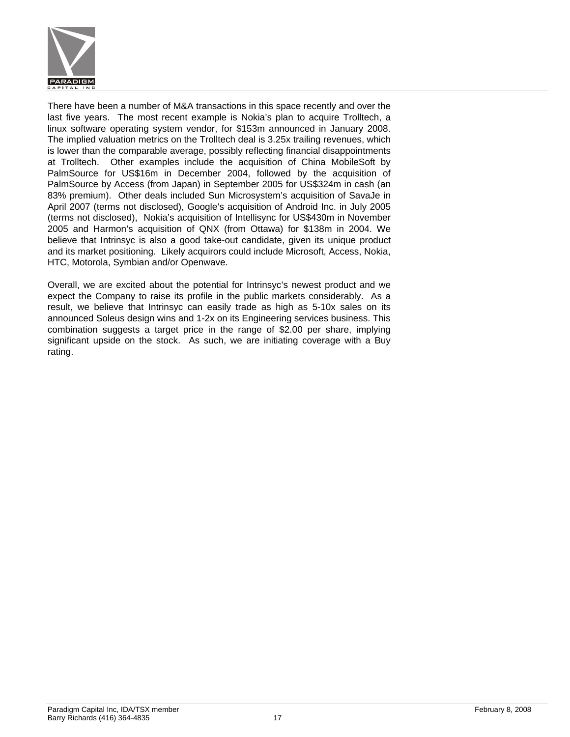There have been a number of M&A transactions in this space recently and over the last five years. The most recent example is Nokia's plan to acquire Trolltech, a linux software operating system vendor, for $153m announced in January 2008. The implied valuation metrics on the Trolltech deal is 3.25x trailing revenues, which is lower than the comparable average, possibly reflecting financial disappointments at Trolltech. Other examples include the acquisition of China MobileSoft by PalmSource for US$16m in December 2004, followed by the acquisition of PalmSource by Access (from Japan) in September 2005 for US$324m in cash (an 83% premium). Other deals included Sun Microsystem's acquisition of SavaJe in April 2007 (terms not disclosed), Google's acquisition of Android Inc. in July 2005 (terms not disclosed), Nokia's acquisition of Intellisync for US$430m in November 2005 and Harmon's acquisition of QNX (from Ottawa) for $138m in 2004. We believe that Intrinsyc is also a good take-out candidate, given its unique product and its market positioning. Likely acquirors could include Microsoft, Access, Nokia, HTC, Motorola, Symbian and/or Openwave.

Overall, we are excited about the potential for Intrinsyc's newest product and we expect the Company to raise its profile in the public markets considerably. As a result, we believe that Intrinsyc can easily trade as high as 5-10x sales on its announced Soleus design wins and 1-2x on its Engineering services business. This combination suggests a target price in the range of $2.00 per share, implying significant upside on the stock. As such, we are initiating coverage with a Buy rating.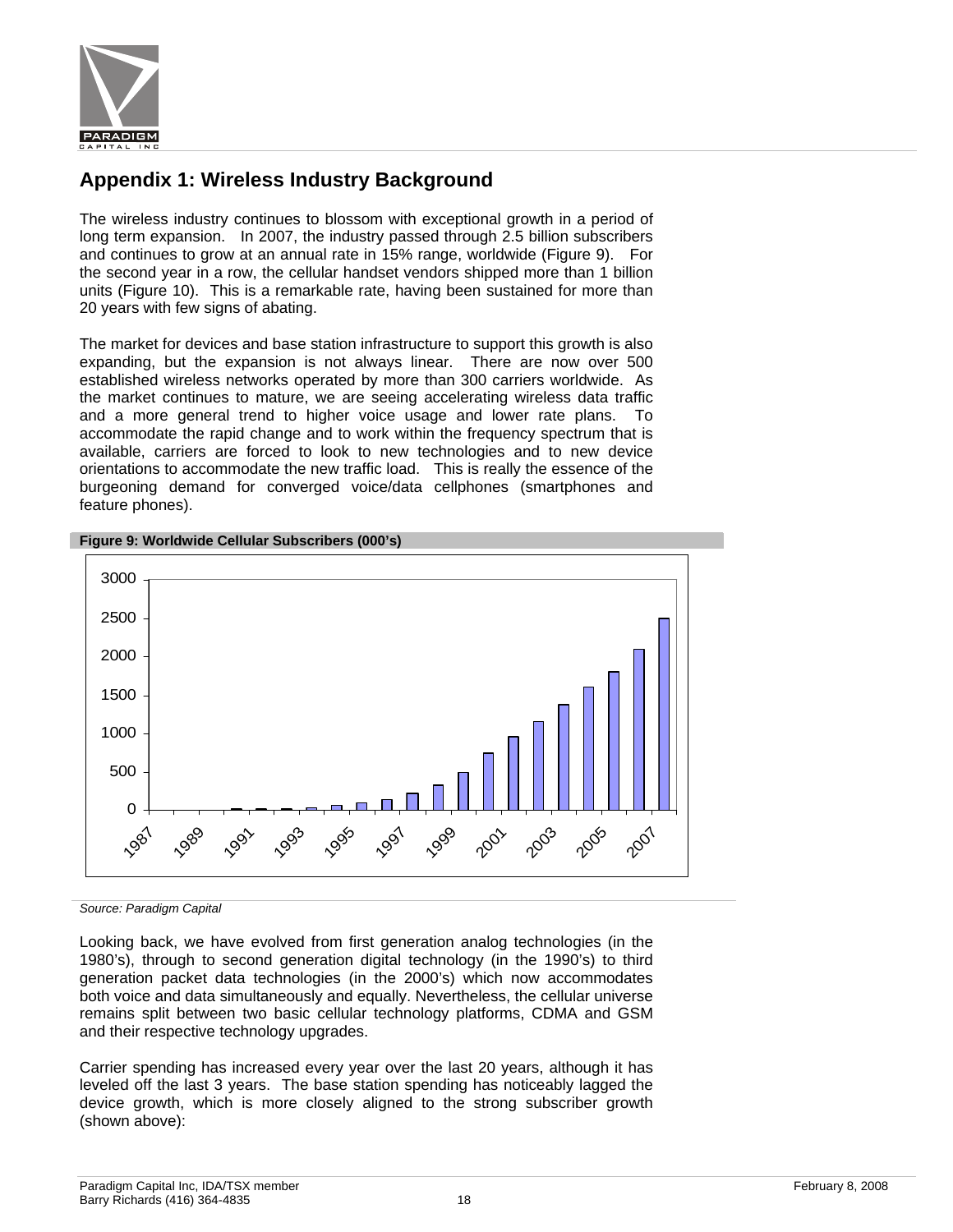## Appendix 1: Wireless Industry Background

The wireless industry continues to blossom with exceptional growth in a period of long term expansion. In 2007, the industry passed through 2.5 billion subscribers and continues to grow at an annual rate in 15% range, worldwide (Figure 9). For the second year in a row, the cellular handset vendors shipped more than 1 billion units (Figure 10). This is a remarkable rate, having been sustained for more than 20 years with few signs of abating.

The market for devices and base station infrastructure to support this growth is also expanding, but the expansion is not always linear. There are now over 500 established wireless networks operated by more than 300 carriers worldwide. As the market continues to mature, we are seeing accelerating wireless data traffic and a more general trend to higher voice usage and lower rate plans. To accommodate the rapid change and to work within the frequency spectrum that is available, carriers are forced to look to new technologies and to new device orientations to accommodate the new traffic load. This is really the essence of the burgeoning demand for converged voice/data cellphones (smartphones and feature phones).

**Figure 9: Worldwide Cellular Subscribers (000's)**

*Source: Paradigm Capital*

Looking back, we have evolved from first generation analog technologies (in the 1980's), through to second generation digital technology (in the 1990's) to third generation packet data technologies (in the 2000's) which now accommodates both voice and data simultaneously and equally. Nevertheless, the cellular universe remains split between two basic cellular technology platforms, CDMA and GSM and their respective technology upgrades.

Carrier spending has increased every year over the last 20 years, although it has leveled off the last 3 years. The base station spending has noticeably lagged the device growth, which is more closely aligned to the strong subscriber growth (shown above):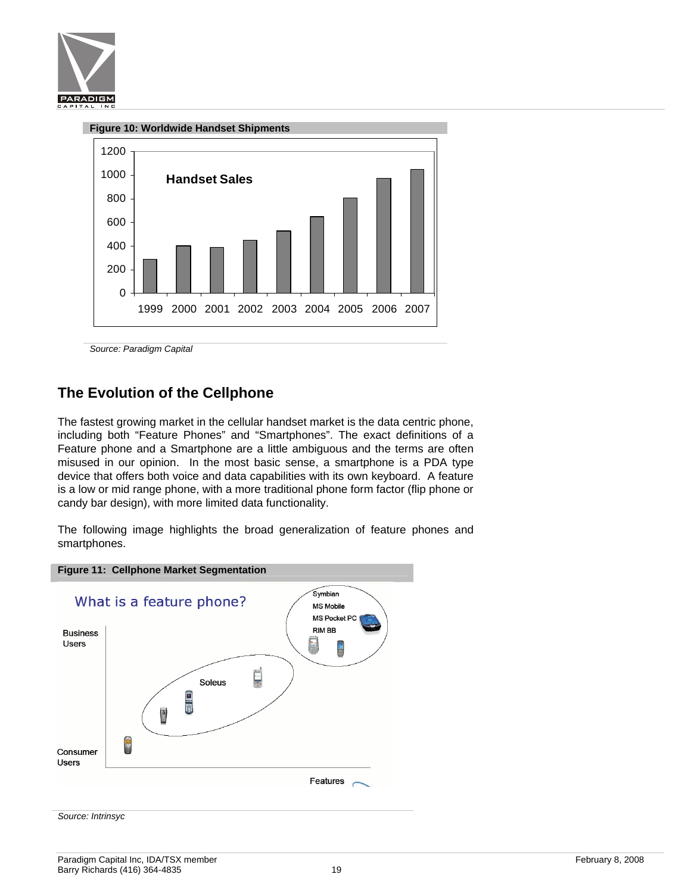**Figure 10: Worldwide Handset Shipments**

*Source: Paradigm Capital*

## The Evolution of the Cellphone

The fastest growing market in the cellular handset market is the data centric phone, including both "Feature Phones" and "Smartphones". The exact definitions of a Feature phone and a Smartphone are a little ambiguous and the terms are often misused in our opinion. In the most basic sense, a smartphone is a PDA type device that offers both voice and data capabilities with its own keyboard. A feature is a low or mid range phone, with a more traditional phone form factor (flip phone or candy bar design), with more limited data functionality.

The following image highlights the broad generalization of feature phones and smartphones.

**Figure 11: Cellphone Market Segmentation**

*Source: Intrinsyc*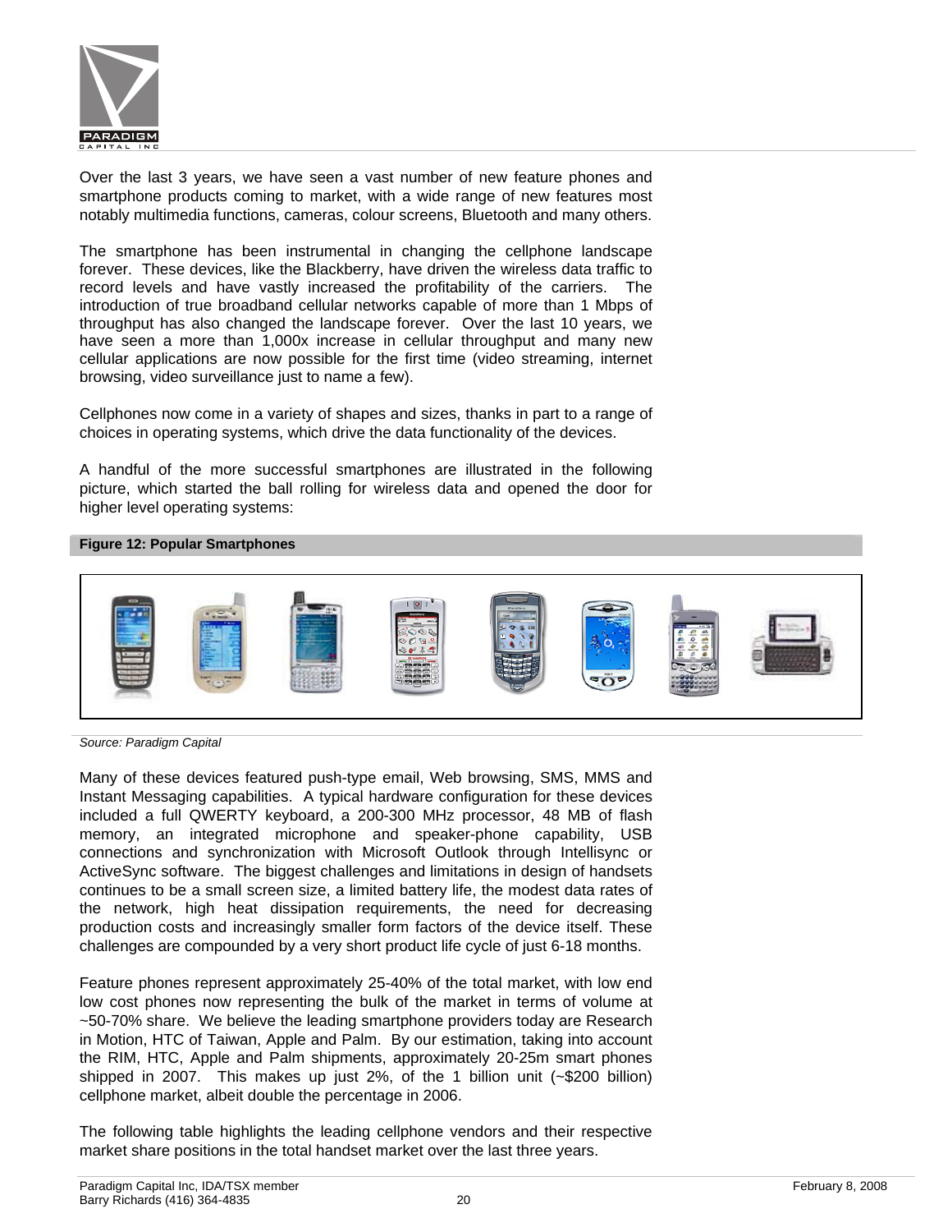Over the last 3 years, we have seen a vast number of new feature phones and smartphone products coming to market, with a wide range of new features most notably multimedia functions, cameras, colour screens, Bluetooth and many others.

The smartphone has been instrumental in changing the cellphone landscape forever. These devices, like the Blackberry, have driven the wireless data traffic to record levels and have vastly increased the profitability of the carriers. The introduction of true broadband cellular networks capable of more than 1 Mbps of throughput has also changed the landscape forever. Over the last 10 years, we have seen a more than 1,000x increase in cellular throughput and many new cellular applications are now possible for the first time (video streaming, internet browsing, video surveillance just to name a few).

Cellphones now come in a variety of shapes and sizes, thanks in part to a range of choices in operating systems, which drive the data functionality of the devices.

A handful of the more successful smartphones are illustrated in the following picture, which started the ball rolling for wireless data and opened the door for higher level operating systems:

**Figure 12: Popular Smartphones**

*Source: Paradigm Capital*

Many of these devices featured push-type email, Web browsing, SMS, MMS and Instant Messaging capabilities. A typical hardware configuration for these devices included a full QWERTY keyboard, a 200-300 MHz processor, 48 MB of flash memory, an integrated microphone and speaker-phone capability, USB connections and synchronization with Microsoft Outlook through Intellisync or ActiveSync software. The biggest challenges and limitations in design of handsets continues to be a small screen size, a limited battery life, the modest data rates of the network, high heat dissipation requirements, the need for decreasing production costs and increasingly smaller form factors of the device itself. These challenges are compounded by a very short product life cycle of just 6-18 months.

Feature phones represent approximately 25-40% of the total market, with low end low cost phones now representing the bulk of the market in terms of volume at ~50-70% share. We believe the leading smartphone providers today are Research in Motion, HTC of Taiwan, Apple and Palm. By our estimation, taking into account the RIM, HTC, Apple and Palm shipments, approximately 20-25m smart phones shipped in 2007. This makes up just 2%, of the 1 billion unit (~$200 billion) cellphone market, albeit double the percentage in 2006.

The following table highlights the leading cellphone vendors and their respective market share positions in the total handset market over the last three years.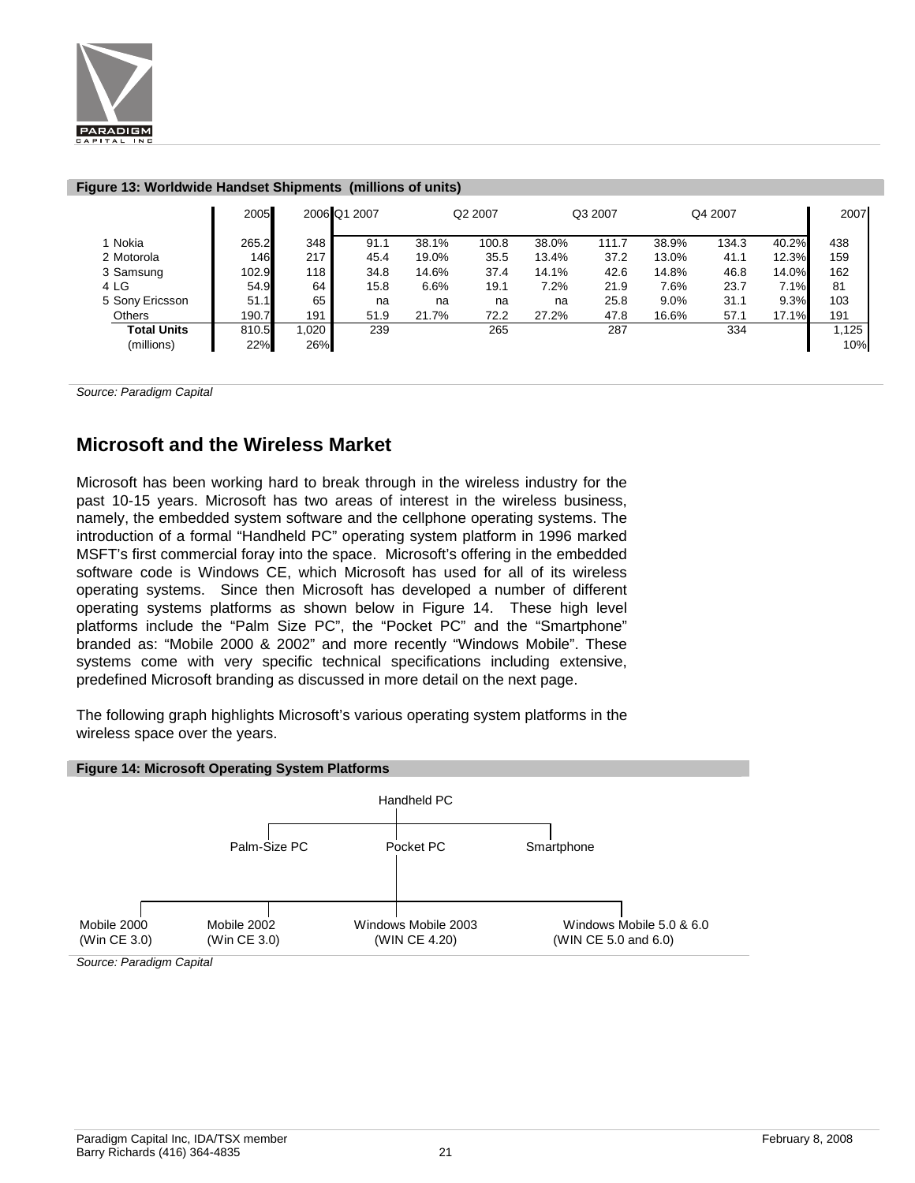**Figure 13: Worldwide Handset Shipments (millions of units)**

| | 2005 | 2006 | Q1 2007 | | Q2 2007 | | Q3 2007 | | Q4 2007 | | 2007 |
|---|---|---|---|---|---|---|---|---|---|---|---|
| 1 Nokia | 265.2 | 348 | 91.1 | 38.1% | 100.8 | 38.0% | 111.7 | 38.9% | 134.3 | 40.2% | 438 |
| 2 Motorola | 146 | 217 | 45.4 | 19.0% | 35.5 | 13.4% | 37.2 | 13.0% | 41.1 | 12.3% | 159 |
| 3 Samsung | 102.9 | 118 | 34.8 | 14.6% | 37.4 | 14.1% | 42.6 | 14.8% | 46.8 | 14.0% | 162 |
| 4 LG | 54.9 | 64 | 15.8 | 6.6% | 19.1 | 7.2% | 21.9 | 7.6% | 23.7 | 7.1% | 81 |
| 5 Sony Ericsson | 51.1 | 65 | na | na | na | na | 25.8 | 9.0% | 31.1 | 9.3% | 103 |
| Others | 190.7 | 191 | 51.9 | 21.7% | 72.2 | 27.2% | 47.8 | 16.6% | 57.1 | 17.1% | 191 |
| **Total Units** | 810.5 | 1,020 | 239 | | 265 | | 287 | | 334 | | 1,125 |
| (millions) | 22% | 26% | | | | | | | | | 10% |

*Source: Paradigm Capital*

## Microsoft and the Wireless Market

Microsoft has been working hard to break through in the wireless industry for the past 10-15 years. Microsoft has two areas of interest in the wireless business, namely, the embedded system software and the cellphone operating systems. The introduction of a formal "Handheld PC" operating system platform in 1996 marked MSFT's first commercial foray into the space. Microsoft's offering in the embedded software code is Windows CE, which Microsoft has used for all of its wireless operating systems. Since then Microsoft has developed a number of different operating systems platforms as shown below in Figure 14. These high level platforms include the "Palm Size PC", the "Pocket PC" and the "Smartphone" branded as: "Mobile 2000 & 2002" and more recently "Windows Mobile". These systems come with very specific technical specifications including extensive, predefined Microsoft branding as discussed in more detail on the next page.

The following graph highlights Microsoft's various operating system platforms in the wireless space over the years.

**Figure 14: Microsoft Operating System Platforms**

Handheld PC

Palm-Size PC | Pocket PC | Smartphone

Mobile 2000 (Win CE 3.0) | Mobile 2002 (Win CE 3.0) | Windows Mobile 2003 (WIN CE 4.20) | Windows Mobile 5.0 & 6.0 (WIN CE 5.0 and 6.0)

*Source: Paradigm Capital*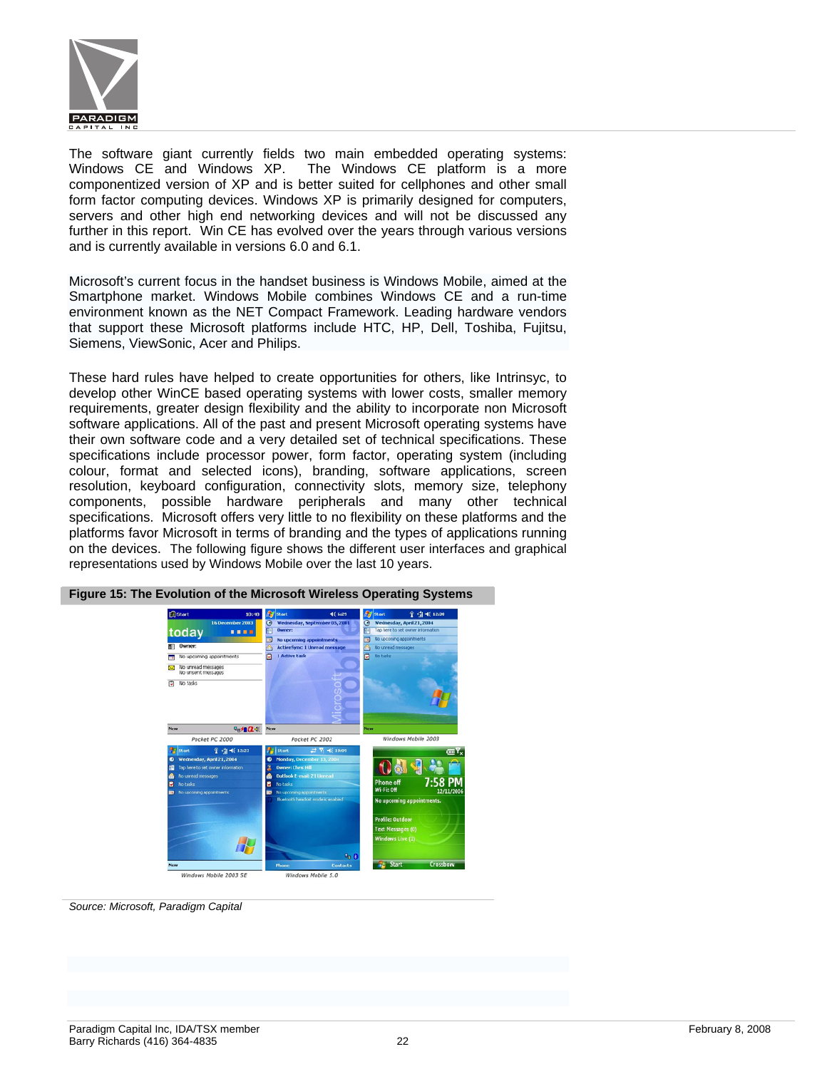The software giant currently fields two main embedded operating systems: Windows CE and Windows XP. The Windows CE platform is a more componentized version of XP and is better suited for cellphones and other small form factor computing devices. Windows XP is primarily designed for computers, servers and other high end networking devices and will not be discussed any further in this report. Win CE has evolved over the years through various versions and is currently available in versions 6.0 and 6.1.

Microsoft's current focus in the handset business is Windows Mobile, aimed at the Smartphone market. Windows Mobile combines Windows CE and a run-time environment known as the NET Compact Framework. Leading hardware vendors that support these Microsoft platforms include HTC, HP, Dell, Toshiba, Fujitsu, Siemens, ViewSonic, Acer and Philips.

These hard rules have helped to create opportunities for others, like Intrinsyc, to develop other WinCE based operating systems with lower costs, smaller memory requirements, greater design flexibility and the ability to incorporate non Microsoft software applications. All of the past and present Microsoft operating systems have their own software code and a very detailed set of technical specifications. These specifications include processor power, form factor, operating system (including colour, format and selected icons), branding, software applications, screen resolution, keyboard configuration, connectivity slots, memory size, telephony components, possible hardware peripherals and many other technical specifications. Microsoft offers very little to no flexibility on these platforms and the platforms favor Microsoft in terms of branding and the types of applications running on the devices. The following figure shows the different user interfaces and graphical representations used by Windows Mobile over the last 10 years.

**Figure 15: The Evolution of the Microsoft Wireless Operating Systems**

*Source: Microsoft, Paradigm Capital*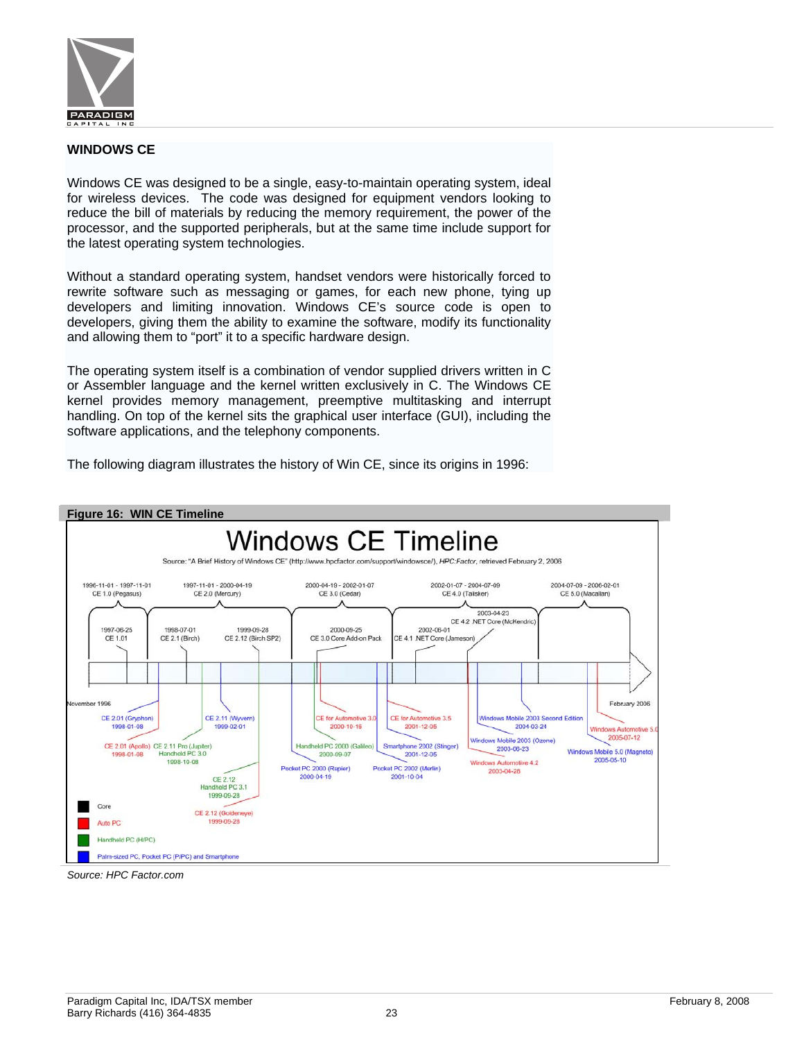## WINDOWS CE

Windows CE was designed to be a single, easy-to-maintain operating system, ideal for wireless devices. The code was designed for equipment vendors looking to reduce the bill of materials by reducing the memory requirement, the power of the processor, and the supported peripherals, but at the same time include support for the latest operating system technologies.

Without a standard operating system, handset vendors were historically forced to rewrite software such as messaging or games, for each new phone, tying up developers and limiting innovation. Windows CE's source code is open to developers, giving them the ability to examine the software, modify its functionality and allowing them to "port" it to a specific hardware design.

The operating system itself is a combination of vendor supplied drivers written in C or Assembler language and the kernel written exclusively in C. The Windows CE kernel provides memory management, preemptive multitasking and interrupt handling. On top of the kernel sits the graphical user interface (GUI), including the software applications, and the telephony components.

The following diagram illustrates the history of Win CE, since its origins in 1996:

**Figure 16: WIN CE Timeline**

*Source: HPC Factor.com*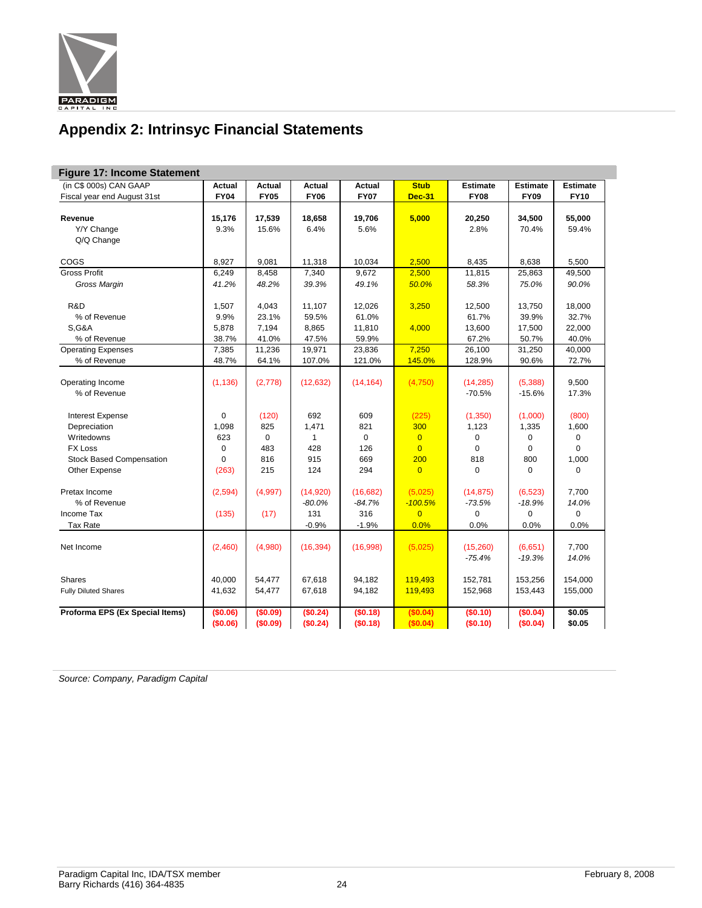## Appendix 2: Intrinsyc Financial Statements

**Figure 17: Income Statement**

| (in C$ 000s) CAN GAAP<br>Fiscal year end August 31st | Actual<br>FY04 | Actual<br>FY05 | Actual<br>FY06 | Actual<br>FY07 | Stub<br>Dec-31 | Estimate<br>FY08 | Estimate<br>FY09 | Estimate<br>FY10 |
|---|---|---|---|---|---|---|---|---|
| **Revenue** | **15,176** | **17,539** | **18,658** | **19,706** | **5,000** | **20,250** | **34,500** | **55,000** |
| Y/Y Change | 9.3% | 15.6% | 6.4% | 5.6% | | 2.8% | 70.4% | 59.4% |
| Q/Q Change | | | | | | | | |
| COGS | 8,927 | 9,081 | 11,318 | 10,034 | 2,500 | 8,435 | 8,638 | 5,500 |
| Gross Profit | 6,249 | 8,458 | 7,340 | 9,672 | 2,500 | 11,815 | 25,863 | 49,500 |
| *Gross Margin* | *41.2%* | *48.2%* | *39.3%* | *49.1%* | *50.0%* | *58.3%* | *75.0%* | *90.0%* |
| R&D | 1,507 | 4,043 | 11,107 | 12,026 | 3,250 | 12,500 | 13,750 | 18,000 |
| % of Revenue | 9.9% | 23.1% | 59.5% | 61.0% | | 61.7% | 39.9% | 32.7% |
| S,G&A | 5,878 | 7,194 | 8,865 | 11,810 | 4,000 | 13,600 | 17,500 | 22,000 |
| % of Revenue | 38.7% | 41.0% | 47.5% | 59.9% | | 67.2% | 50.7% | 40.0% |
| Operating Expenses | 7,385 | 11,236 | 19,971 | 23,836 | 7,250 | 26,100 | 31,250 | 40,000 |
| % of Revenue | 48.7% | 64.1% | 107.0% | 121.0% | 145.0% | 128.9% | 90.6% | 72.7% |
| Operating Income | (1,136) | (2,778) | (12,632) | (14,164) | (4,750) | (14,285) | (5,388) | 9,500 |
| % of Revenue | | | | | | -70.5% | -15.6% | 17.3% |
| Interest Expense | 0 | (120) | 692 | 609 | (225) | (1,350) | (1,000) | (800) |
| Depreciation | 1,098 | 825 | 1,471 | 821 | 300 | 1,123 | 1,335 | 1,600 |
| Writedowns | 623 | 0 | 1 | 0 | 0 | 0 | 0 | 0 |
| FX Loss | 0 | 483 | 428 | 126 | 0 | 0 | 0 | 0 |
| Stock Based Compensation | 0 | 816 | 915 | 669 | 200 | 818 | 800 | 1,000 |
| Other Expense | (263) | 215 | 124 | 294 | 0 | 0 | 0 | 0 |
| Pretax Income | (2,594) | (4,997) | (14,920) | (16,682) | (5,025) | (14,875) | (6,523) | 7,700 |
| % of Revenue | | | *-80.0%* | *-84.7%* | *-100.5%* | *-73.5%* | *-18.9%* | *14.0%* |
| Income Tax | (135) | (17) | 131 | 316 | 0 | 0 | 0 | 0 |
| Tax Rate | | | -0.9% | -1.9% | 0.0% | 0.0% | 0.0% | 0.0% |
| Net Income | (2,460) | (4,980) | (16,394) | (16,998) | (5,025) | (15,260) | (6,651) | 7,700 |
| | | | | | | *-75.4%* | *-19.3%* | *14.0%* |
| Shares | 40,000 | 54,477 | 67,618 | 94,182 | 119,493 | 152,781 | 153,256 | 154,000 |
| Fully Diluted Shares | 41,632 | 54,477 | 67,618 | 94,182 | 119,493 | 152,968 | 153,443 | 155,000 |
| **Proforma EPS (Ex Special Items)** | **($0.06)** | **($0.09)** | **($0.24)** | **($0.18)** | **($0.04)** | **($0.10)** | **($0.04)** | **$0.05** |
| | **($0.06)** | **($0.09)** | **($0.24)** | **($0.18)** | **($0.04)** | **($0.10)** | **($0.04)** | **$0.05** |

*Source: Company, Paradigm Capital*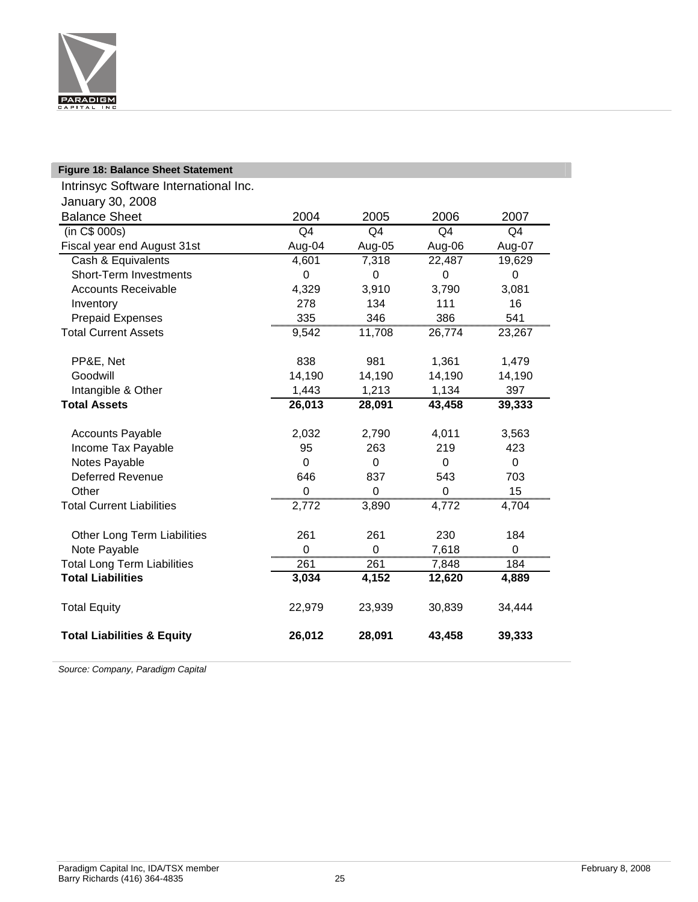**Figure 18: Balance Sheet Statement**

Intrinsyc Software International Inc.
January 30, 2008

| Balance Sheet | 2004 | 2005 | 2006 | 2007 |
|---|---|---|---|---|
| (in C$ 000s) | Q4 | Q4 | Q4 | Q4 |
| Fiscal year end August 31st | Aug-04 | Aug-05 | Aug-06 | Aug-07 |
| Cash & Equivalents | 4,601 | 7,318 | 22,487 | 19,629 |
| Short-Term Investments | 0 | 0 | 0 | 0 |
| Accounts Receivable | 4,329 | 3,910 | 3,790 | 3,081 |
| Inventory | 278 | 134 | 111 | 16 |
| Prepaid Expenses | 335 | 346 | 386 | 541 |
| Total Current Assets | 9,542 | 11,708 | 26,774 | 23,267 |
| | | | | |
| PP&E, Net | 838 | 981 | 1,361 | 1,479 |
| Goodwill | 14,190 | 14,190 | 14,190 | 14,190 |
| Intangible & Other | 1,443 | 1,213 | 1,134 | 397 |
| **Total Assets** | **26,013** | **28,091** | **43,458** | **39,333** |
| | | | | |
| Accounts Payable | 2,032 | 2,790 | 4,011 | 3,563 |
| Income Tax Payable | 95 | 263 | 219 | 423 |
| Notes Payable | 0 | 0 | 0 | 0 |
| Deferred Revenue | 646 | 837 | 543 | 703 |
| Other | 0 | 0 | 0 | 15 |
| Total Current Liabilities | 2,772 | 3,890 | 4,772 | 4,704 |
| | | | | |
| Other Long Term Liabilities | 261 | 261 | 230 | 184 |
| Note Payable | 0 | 0 | 7,618 | 0 |
| Total Long Term Liabilities | 261 | 261 | 7,848 | 184 |
| **Total Liabilities** | **3,034** | **4,152** | **12,620** | **4,889** |
| | | | | |
| Total Equity | 22,979 | 23,939 | 30,839 | 34,444 |
| | | | | |
| **Total Liabilities & Equity** | **26,012** | **28,091** | **43,458** | **39,333** |

*Source: Company, Paradigm Capital*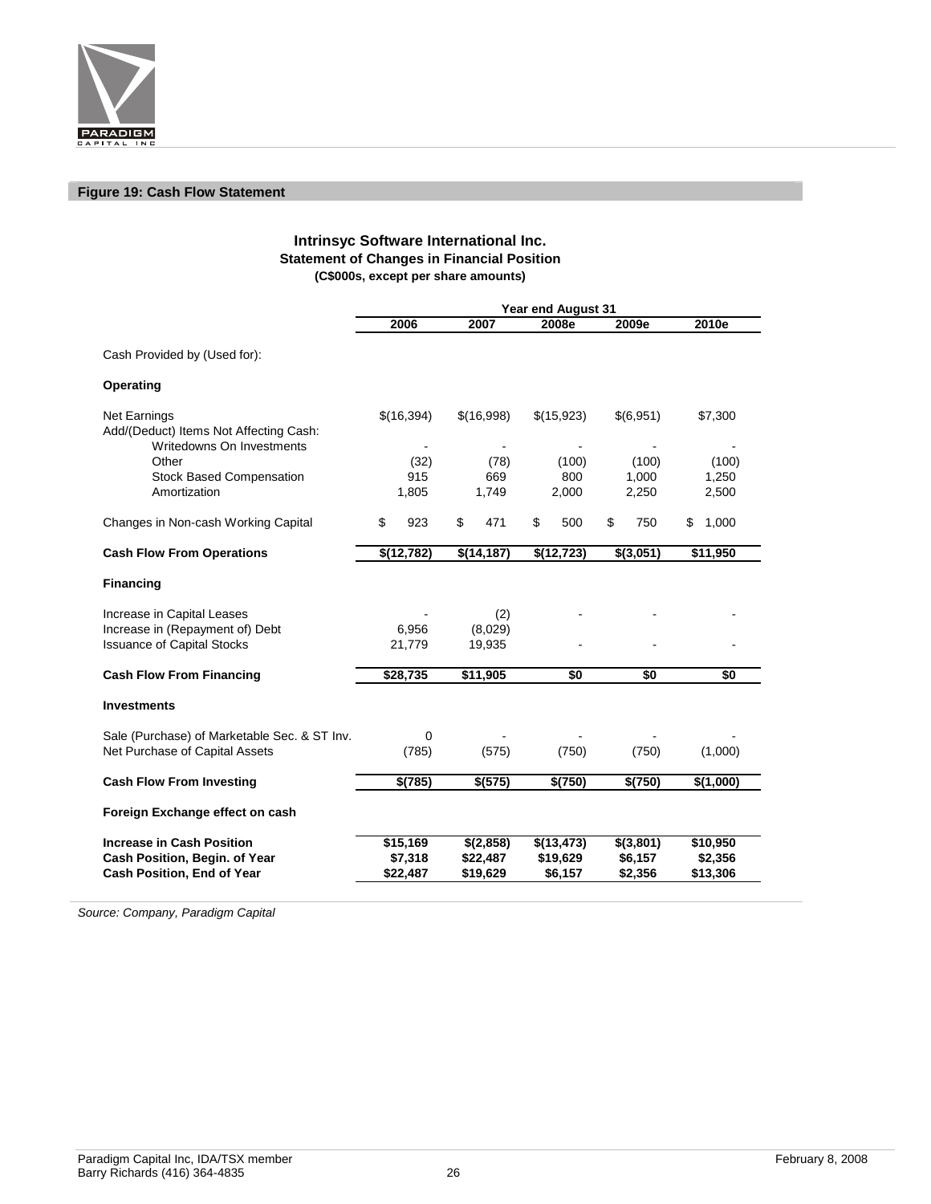**Figure 19: Cash Flow Statement**

**Intrinsyc Software International Inc.**
**Statement of Changes in Financial Position**
**(C$000s, except per share amounts)**

| | Year end August 31 | | | | |
|---|---|---|---|---|---|
| | **2006** | **2007** | **2008e** | **2009e** | **2010e** |
| Cash Provided by (Used for): | | | | | |
| **Operating** | | | | | |
| Net Earnings | $(16,394) | $(16,998) | $(15,923) | $(6,951) | $7,300 |
| Add/(Deduct) Items Not Affecting Cash: | | | | | |
| Writedowns On Investments | - | - | - | - | - |
| Other | (32) | (78) | (100) | (100) | (100) |
| Stock Based Compensation | 915 | 669 | 800 | 1,000 | 1,250 |
| Amortization | 1,805 | 1,749 | 2,000 | 2,250 | 2,500 |
| Changes in Non-cash Working Capital | $ 923 | $ 471 | $ 500 | $ 750 | $ 1,000 |
| **Cash Flow From Operations** | **$(12,782)** | **$(14,187)** | **$(12,723)** | **$(3,051)** | **$11,950** |
| **Financing** | | | | | |
| Increase in Capital Leases | - | (2) | - | - | - |
| Increase in (Repayment of) Debt | 6,956 | (8,029) | | | |
| Issuance of Capital Stocks | 21,779 | 19,935 | - | - | - |
| **Cash Flow From Financing** | **$28,735** | **$11,905** | **$0** | **$0** | **$0** |
| **Investments** | | | | | |
| Sale (Purchase) of Marketable Sec. & ST Inv. | 0 | - | - | - | - |
| Net Purchase of Capital Assets | (785) | (575) | (750) | (750) | (1,000) |
| **Cash Flow From Investing** | **$(785)** | **$(575)** | **$(750)** | **$(750)** | **$(1,000)** |
| **Foreign Exchange effect on cash** | | | | | |
| **Increase in Cash Position** | **$15,169** | **$(2,858)** | **$(13,473)** | **$(3,801)** | **$10,950** |
| **Cash Position, Begin. of Year** | **$7,318** | **$22,487** | **$19,629** | **$6,157** | **$2,356** |
| **Cash Position, End of Year** | **$22,487** | **$19,629** | **$6,157** | **$2,356** | **$13,306** |

*Source: Company, Paradigm Capital*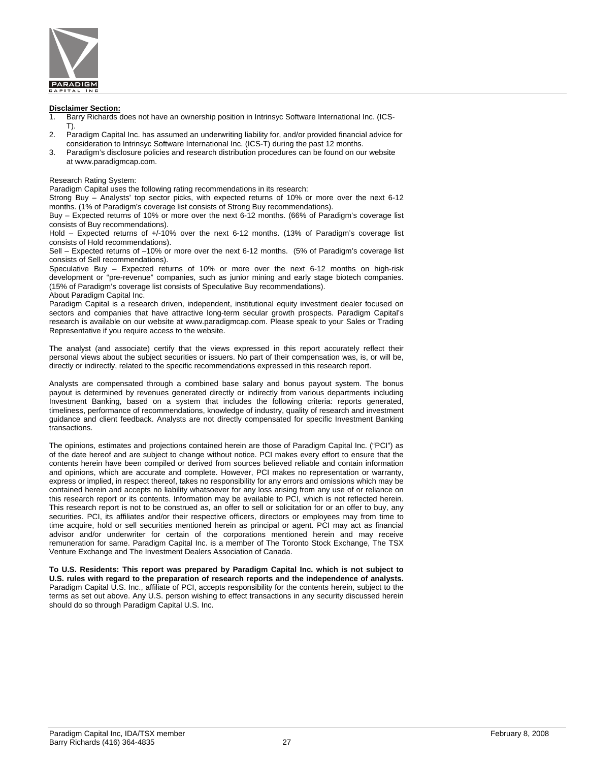**Disclaimer Section:**

1. Barry Richards does not have an ownership position in Intrinsyc Software International Inc. (ICS-T).
2. Paradigm Capital Inc. has assumed an underwriting liability for, and/or provided financial advice for consideration to Intrinsyc Software International Inc. (ICS-T) during the past 12 months.
3. Paradigm's disclosure policies and research distribution procedures can be found on our website at www.paradigmcap.com.

Research Rating System:

Paradigm Capital uses the following rating recommendations in its research:

Strong Buy – Analysts' top sector picks, with expected returns of 10% or more over the next 6-12 months. (1% of Paradigm's coverage list consists of Strong Buy recommendations).

Buy – Expected returns of 10% or more over the next 6-12 months. (66% of Paradigm's coverage list consists of Buy recommendations).

Hold – Expected returns of +/-10% over the next 6-12 months. (13% of Paradigm's coverage list consists of Hold recommendations).

Sell – Expected returns of –10% or more over the next 6-12 months. (5% of Paradigm's coverage list consists of Sell recommendations).

Speculative Buy – Expected returns of 10% or more over the next 6-12 months on high-risk development or "pre-revenue" companies, such as junior mining and early stage biotech companies. (15% of Paradigm's coverage list consists of Speculative Buy recommendations).

About Paradigm Capital Inc.

Paradigm Capital is a research driven, independent, institutional equity investment dealer focused on sectors and companies that have attractive long-term secular growth prospects. Paradigm Capital's research is available on our website at www.paradigmcap.com. Please speak to your Sales or Trading Representative if you require access to the website.

The analyst (and associate) certify that the views expressed in this report accurately reflect their personal views about the subject securities or issuers. No part of their compensation was, is, or will be, directly or indirectly, related to the specific recommendations expressed in this research report.

Analysts are compensated through a combined base salary and bonus payout system. The bonus payout is determined by revenues generated directly or indirectly from various departments including Investment Banking, based on a system that includes the following criteria: reports generated, timeliness, performance of recommendations, knowledge of industry, quality of research and investment guidance and client feedback. Analysts are not directly compensated for specific Investment Banking transactions.

The opinions, estimates and projections contained herein are those of Paradigm Capital Inc. ("PCI") as of the date hereof and are subject to change without notice. PCI makes every effort to ensure that the contents herein have been compiled or derived from sources believed reliable and contain information and opinions, which are accurate and complete. However, PCI makes no representation or warranty, express or implied, in respect thereof, takes no responsibility for any errors and omissions which may be contained herein and accepts no liability whatsoever for any loss arising from any use of or reliance on this research report or its contents. Information may be available to PCI, which is not reflected herein. This research report is not to be construed as, an offer to sell or solicitation for or an offer to buy, any securities. PCI, its affiliates and/or their respective officers, directors or employees may from time to time acquire, hold or sell securities mentioned herein as principal or agent. PCI may act as financial advisor and/or underwriter for certain of the corporations mentioned herein and may receive remuneration for same. Paradigm Capital Inc. is a member of The Toronto Stock Exchange, The TSX Venture Exchange and The Investment Dealers Association of Canada.

**To U.S. Residents: This report was prepared by Paradigm Capital Inc. which is not subject to U.S. rules with regard to the preparation of research reports and the independence of analysts.** Paradigm Capital U.S. Inc., affiliate of PCI, accepts responsibility for the contents herein, subject to the terms as set out above. Any U.S. person wishing to effect transactions in any security discussed herein should do so through Paradigm Capital U.S. Inc.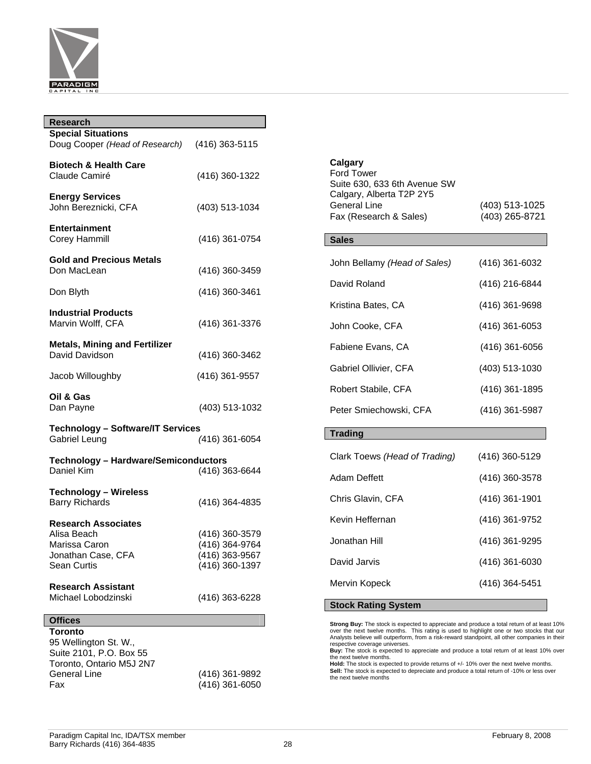## Research

**Special Situations**
Doug Cooper *(Head of Research)* (416) 363-5115

**Biotech & Health Care**
Claude Camiré (416) 360-1322

**Energy Services**
John Bereznicki, CFA (403) 513-1034

**Entertainment**
Corey Hammill (416) 361-0754

**Gold and Precious Metals**
Don MacLean (416) 360-3459

Don Blyth (416) 360-3461

**Industrial Products**
Marvin Wolff, CFA (416) 361-3376

**Metals, Mining and Fertilizer**
David Davidson (416) 360-3462

Jacob Willoughby (416) 361-9557

**Oil & Gas**
Dan Payne (403) 513-1032

**Technology – Software/IT Services**
Gabriel Leung (416) 361-6054

**Technology – Hardware/Semiconductors**
Daniel Kim (416) 363-6644

**Technology – Wireless**
Barry Richards (416) 364-4835

**Research Associates**
Alisa Beach (416) 360-3579
Marissa Caron (416) 364-9764
Jonathan Case, CFA (416) 363-9567
Sean Curtis (416) 360-1397

**Research Assistant**
Michael Lobodzinski (416) 363-6228

## Offices

**Toronto**
95 Wellington St. W.,
Suite 2101, P.O. Box 55
Toronto, Ontario M5J 2N7
General Line (416) 361-9892
Fax (416) 361-6050

**Calgary**
Ford Tower
Suite 630, 633 6th Avenue SW
Calgary, Alberta T2P 2Y5
General Line (403) 513-1025
Fax (Research & Sales) (403) 265-8721

## Sales

John Bellamy *(Head of Sales)* (416) 361-6032

David Roland (416) 216-6844

Kristina Bates, CA (416) 361-9698

John Cooke, CFA (416) 361-6053

Fabiene Evans, CA (416) 361-6056

Gabriel Ollivier, CFA (403) 513-1030

Robert Stabile, CFA (416) 361-1895

Peter Smiechowski, CFA (416) 361-5987

## Trading

Clark Toews *(Head of Trading)* (416) 360-5129

Adam Deffett (416) 360-3578

Chris Glavin, CFA (416) 361-1901

Kevin Heffernan (416) 361-9752

Jonathan Hill (416) 361-9295

David Jarvis (416) 361-6030

Mervin Kopeck (416) 364-5451

## Stock Rating System

**Strong Buy:** The stock is expected to appreciate and produce a total return of at least 10% over the next twelve months. This rating is used to highlight one or two stocks that our Analysts believe will outperform, from a risk-reward standpoint, all other companies in their respective coverage universes.
**Buy:** The stock is expected to appreciate and produce a total return of at least 10% over the next twelve months.
**Hold:** The stock is expected to provide returns of +/- 10% over the next twelve months.
**Sell:** The stock is expected to depreciate and produce a total return of -10% or less over the next twelve months